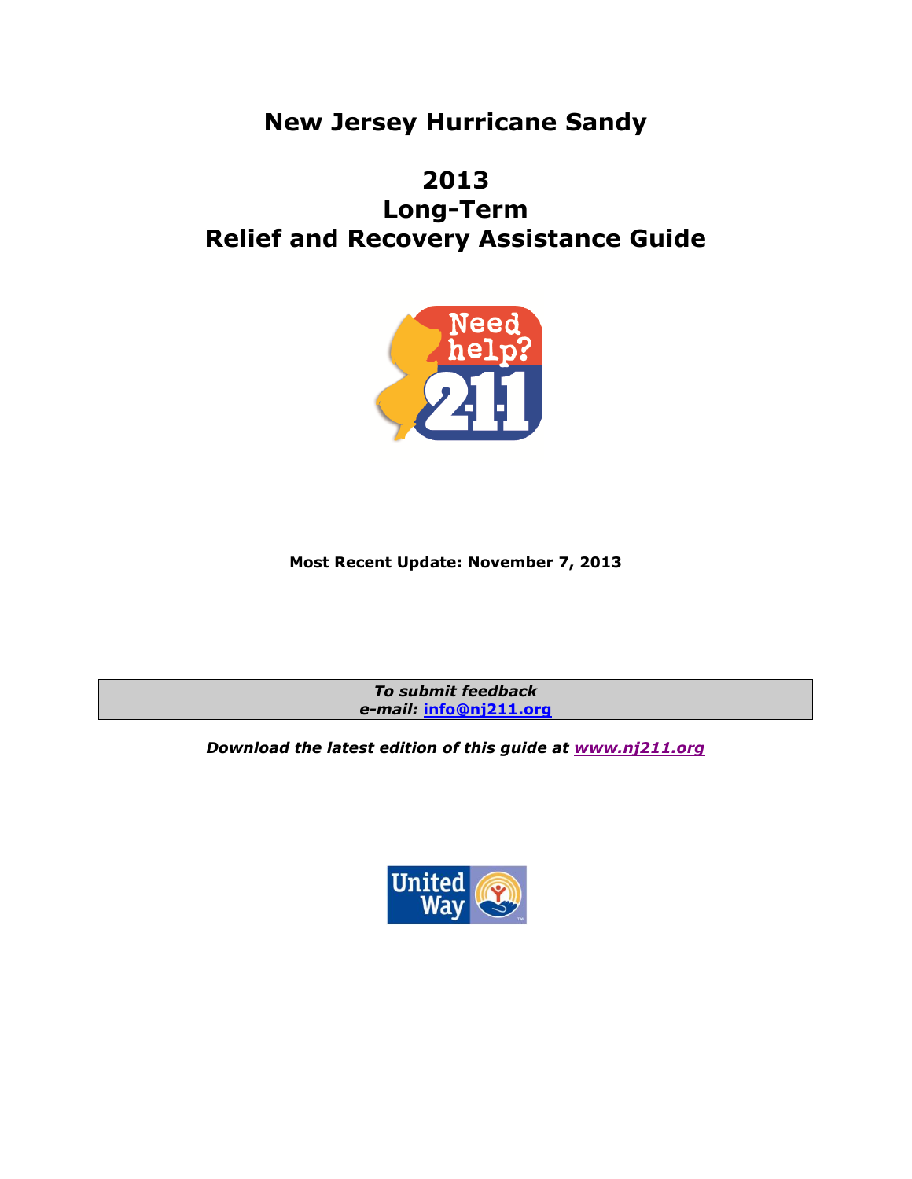# New Jersey Hurricane Sandy

# 2013
# Long-Term
# Relief and Recovery Assistance Guide

**Most Recent Update: November 7, 2013**

| *To submit feedback* *e-mail:* **info@nj211.org** |
|---|

***Download the latest edition of this guide at www.nj211.org***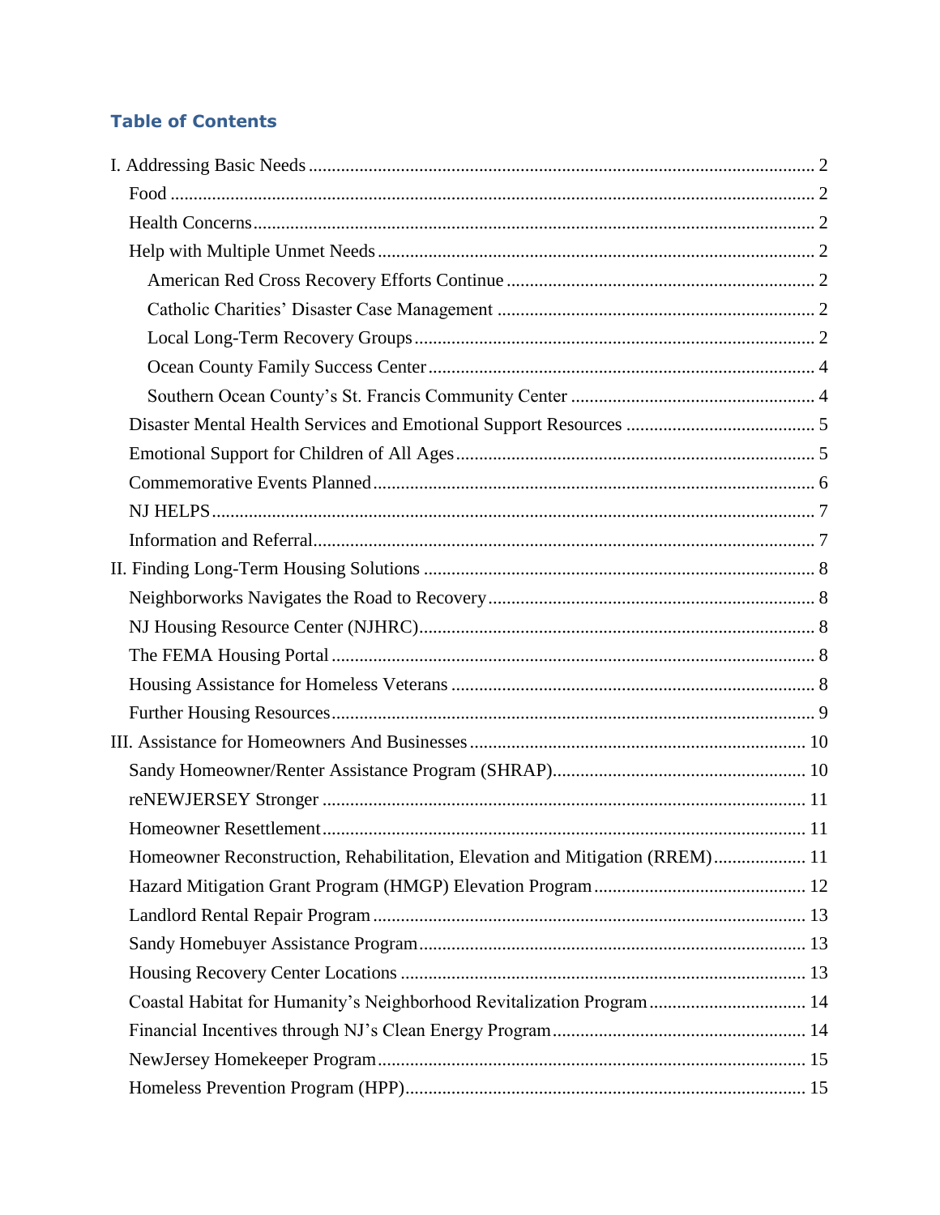## Table of Contents

- I. Addressing Basic Needs ... 2
  - Food ... 2
  - Health Concerns ... 2
  - Help with Multiple Unmet Needs ... 2
    - American Red Cross Recovery Efforts Continue ... 2
    - Catholic Charities' Disaster Case Management ... 2
    - Local Long-Term Recovery Groups ... 2
    - Ocean County Family Success Center ... 4
    - Southern Ocean County's St. Francis Community Center ... 4
  - Disaster Mental Health Services and Emotional Support Resources ... 5
  - Emotional Support for Children of All Ages ... 5
  - Commemorative Events Planned ... 6
  - NJ HELPS ... 7
  - Information and Referral ... 7
- II. Finding Long-Term Housing Solutions ... 8
  - Neighborworks Navigates the Road to Recovery ... 8
  - NJ Housing Resource Center (NJHRC) ... 8
  - The FEMA Housing Portal ... 8
  - Housing Assistance for Homeless Veterans ... 8
  - Further Housing Resources ... 9
- III. Assistance for Homeowners And Businesses ... 10
  - Sandy Homeowner/Renter Assistance Program (SHRAP) ... 10
  - reNEWJERSEY Stronger ... 11
  - Homeowner Resettlement ... 11
  - Homeowner Reconstruction, Rehabilitation, Elevation and Mitigation (RREM) ... 11
  - Hazard Mitigation Grant Program (HMGP) Elevation Program ... 12
  - Landlord Rental Repair Program ... 13
  - Sandy Homebuyer Assistance Program ... 13
  - Housing Recovery Center Locations ... 13
  - Coastal Habitat for Humanity's Neighborhood Revitalization Program ... 14
  - Financial Incentives through NJ's Clean Energy Program ... 14
  - NewJersey Homekeeper Program ... 15
  - Homeless Prevention Program (HPP) ... 15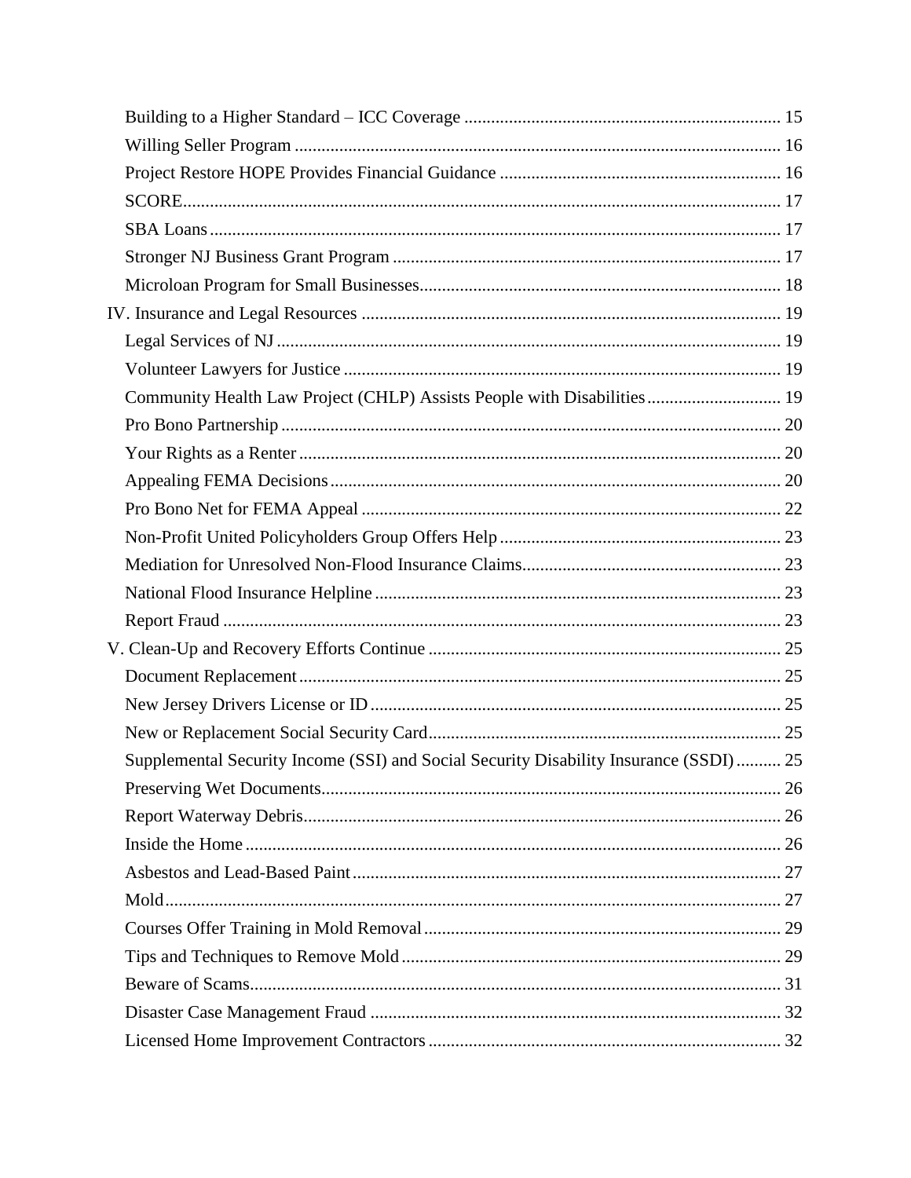Building to a Higher Standard – ICC Coverage ..... 15
Willing Seller Program ..... 16
Project Restore HOPE Provides Financial Guidance ..... 16
SCORE ..... 17
SBA Loans ..... 17
Stronger NJ Business Grant Program ..... 17
Microloan Program for Small Businesses ..... 18

IV. Insurance and Legal Resources ..... 19
Legal Services of NJ ..... 19
Volunteer Lawyers for Justice ..... 19
Community Health Law Project (CHLP) Assists People with Disabilities ..... 19
Pro Bono Partnership ..... 20
Your Rights as a Renter ..... 20
Appealing FEMA Decisions ..... 20
Pro Bono Net for FEMA Appeal ..... 22
Non-Profit United Policyholders Group Offers Help ..... 23
Mediation for Unresolved Non-Flood Insurance Claims ..... 23
National Flood Insurance Helpline ..... 23
Report Fraud ..... 23

V. Clean-Up and Recovery Efforts Continue ..... 25
Document Replacement ..... 25
New Jersey Drivers License or ID ..... 25
New or Replacement Social Security Card ..... 25
Supplemental Security Income (SSI) and Social Security Disability Insurance (SSDI) ..... 25
Preserving Wet Documents ..... 26
Report Waterway Debris ..... 26
Inside the Home ..... 26
Asbestos and Lead-Based Paint ..... 27
Mold ..... 27
Courses Offer Training in Mold Removal ..... 29
Tips and Techniques to Remove Mold ..... 29
Beware of Scams ..... 31
Disaster Case Management Fraud ..... 32
Licensed Home Improvement Contractors ..... 32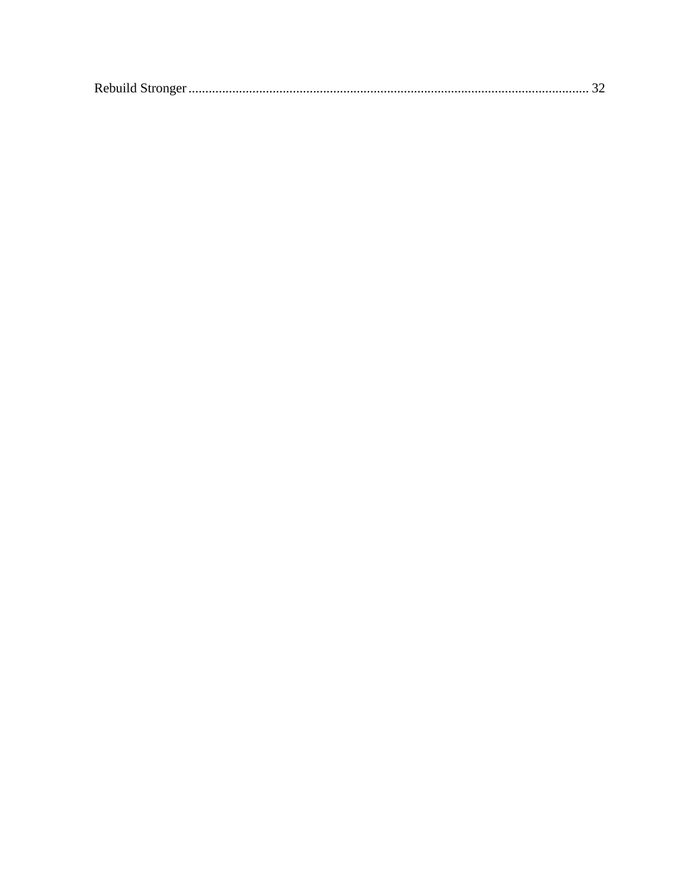Rebuild Stronger ........................................................................................................................ 32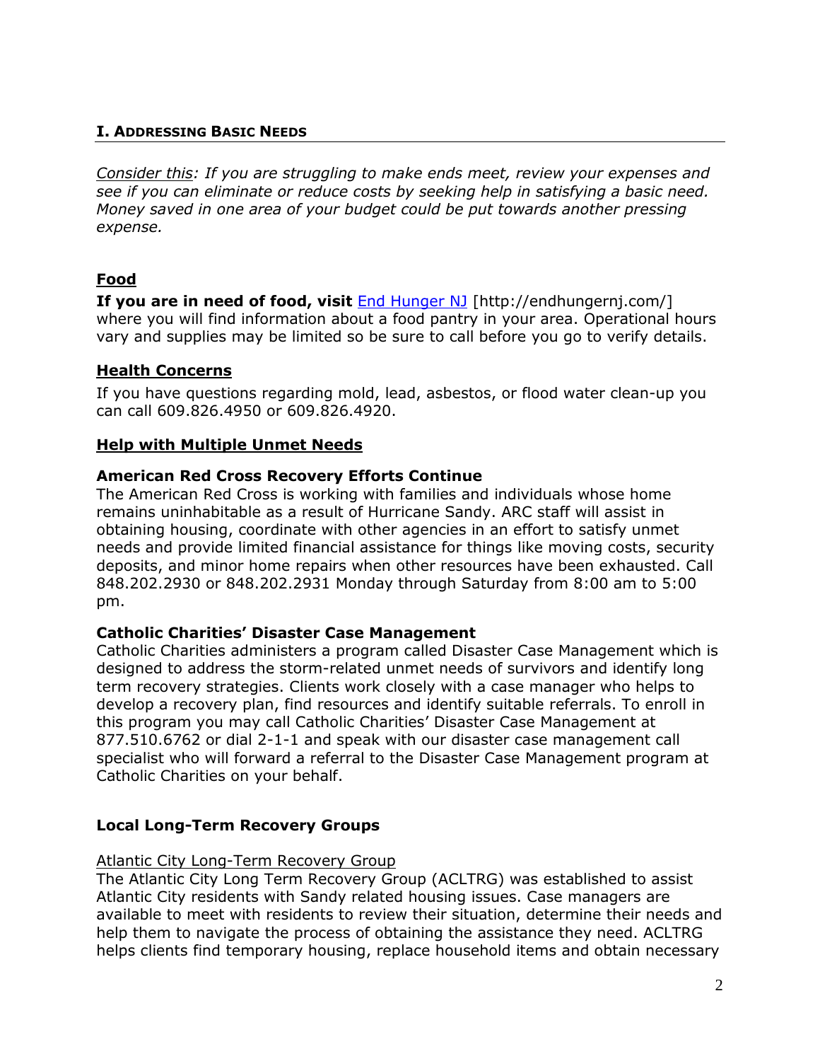## I. ADDRESSING BASIC NEEDS

*Consider this: If you are struggling to make ends meet, review your expenses and see if you can eliminate or reduce costs by seeking help in satisfying a basic need. Money saved in one area of your budget could be put towards another pressing expense.*

### Food

**If you are in need of food, visit** End Hunger NJ [http://endhungernj.com/] where you will find information about a food pantry in your area. Operational hours vary and supplies may be limited so be sure to call before you go to verify details.

### Health Concerns

If you have questions regarding mold, lead, asbestos, or flood water clean-up you can call 609.826.4950 or 609.826.4920.

### Help with Multiple Unmet Needs

**American Red Cross Recovery Efforts Continue**

The American Red Cross is working with families and individuals whose home remains uninhabitable as a result of Hurricane Sandy. ARC staff will assist in obtaining housing, coordinate with other agencies in an effort to satisfy unmet needs and provide limited financial assistance for things like moving costs, security deposits, and minor home repairs when other resources have been exhausted. Call 848.202.2930 or 848.202.2931 Monday through Saturday from 8:00 am to 5:00 pm.

**Catholic Charities' Disaster Case Management**

Catholic Charities administers a program called Disaster Case Management which is designed to address the storm-related unmet needs of survivors and identify long term recovery strategies. Clients work closely with a case manager who helps to develop a recovery plan, find resources and identify suitable referrals. To enroll in this program you may call Catholic Charities' Disaster Case Management at 877.510.6762 or dial 2-1-1 and speak with our disaster case management call specialist who will forward a referral to the Disaster Case Management program at Catholic Charities on your behalf.

### Local Long-Term Recovery Groups

Atlantic City Long-Term Recovery Group

The Atlantic City Long Term Recovery Group (ACLTRG) was established to assist Atlantic City residents with Sandy related housing issues. Case managers are available to meet with residents to review their situation, determine their needs and help them to navigate the process of obtaining the assistance they need. ACLTRG helps clients find temporary housing, replace household items and obtain necessary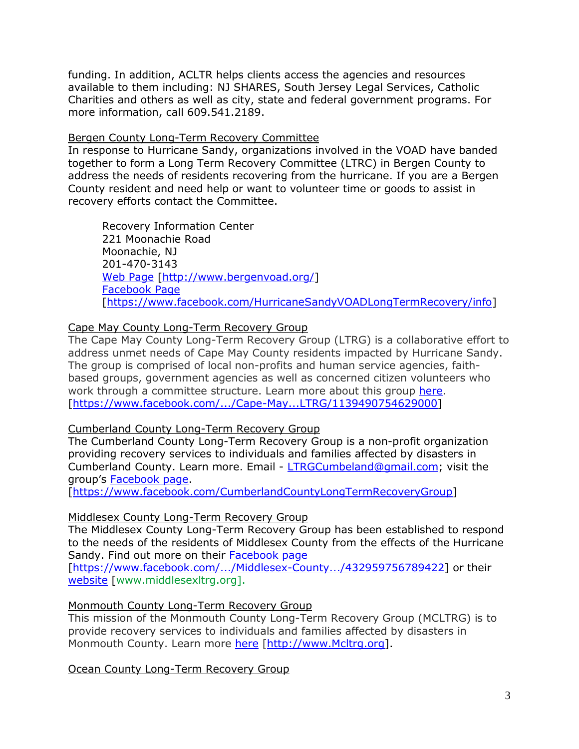funding. In addition, ACLTR helps clients access the agencies and resources available to them including: NJ SHARES, South Jersey Legal Services, Catholic Charities and others as well as city, state and federal government programs. For more information, call 609.541.2189.

Bergen County Long-Term Recovery Committee

In response to Hurricane Sandy, organizations involved in the VOAD have banded together to form a Long Term Recovery Committee (LTRC) in Bergen County to address the needs of residents recovering from the hurricane. If you are a Bergen County resident and need help or want to volunteer time or goods to assist in recovery efforts contact the Committee.

> Recovery Information Center
> 221 Moonachie Road
> Moonachie, NJ
> 201-470-3143
> Web Page [http://www.bergenvoad.org/]
> Facebook Page
> [https://www.facebook.com/HurricaneSandyVOADLongTermRecovery/info]

Cape May County Long-Term Recovery Group

The Cape May County Long-Term Recovery Group (LTRG) is a collaborative effort to address unmet needs of Cape May County residents impacted by Hurricane Sandy. The group is comprised of local non-profits and human service agencies, faith-based groups, government agencies as well as concerned citizen volunteers who work through a committee structure. Learn more about this group here. [https://www.facebook.com/.../Cape-May...LTRG/1139490754629000]

Cumberland County Long-Term Recovery Group

The Cumberland County Long-Term Recovery Group is a non-profit organization providing recovery services to individuals and families affected by disasters in Cumberland County. Learn more. Email - LTRGCumbeland@gmail.com; visit the group's Facebook page.
[https://www.facebook.com/CumberlandCountyLongTermRecoveryGroup]

Middlesex County Long-Term Recovery Group

The Middlesex County Long-Term Recovery Group has been established to respond to the needs of the residents of Middlesex County from the effects of the Hurricane Sandy. Find out more on their Facebook page
[https://www.facebook.com/.../Middlesex-County.../432959756789422] or their website [www.middlesexltrg.org].

Monmouth County Long-Term Recovery Group

This mission of the Monmouth County Long-Term Recovery Group (MCLTRG) is to provide recovery services to individuals and families affected by disasters in Monmouth County. Learn more here [http://www.Mcltrg.org].

Ocean County Long-Term Recovery Group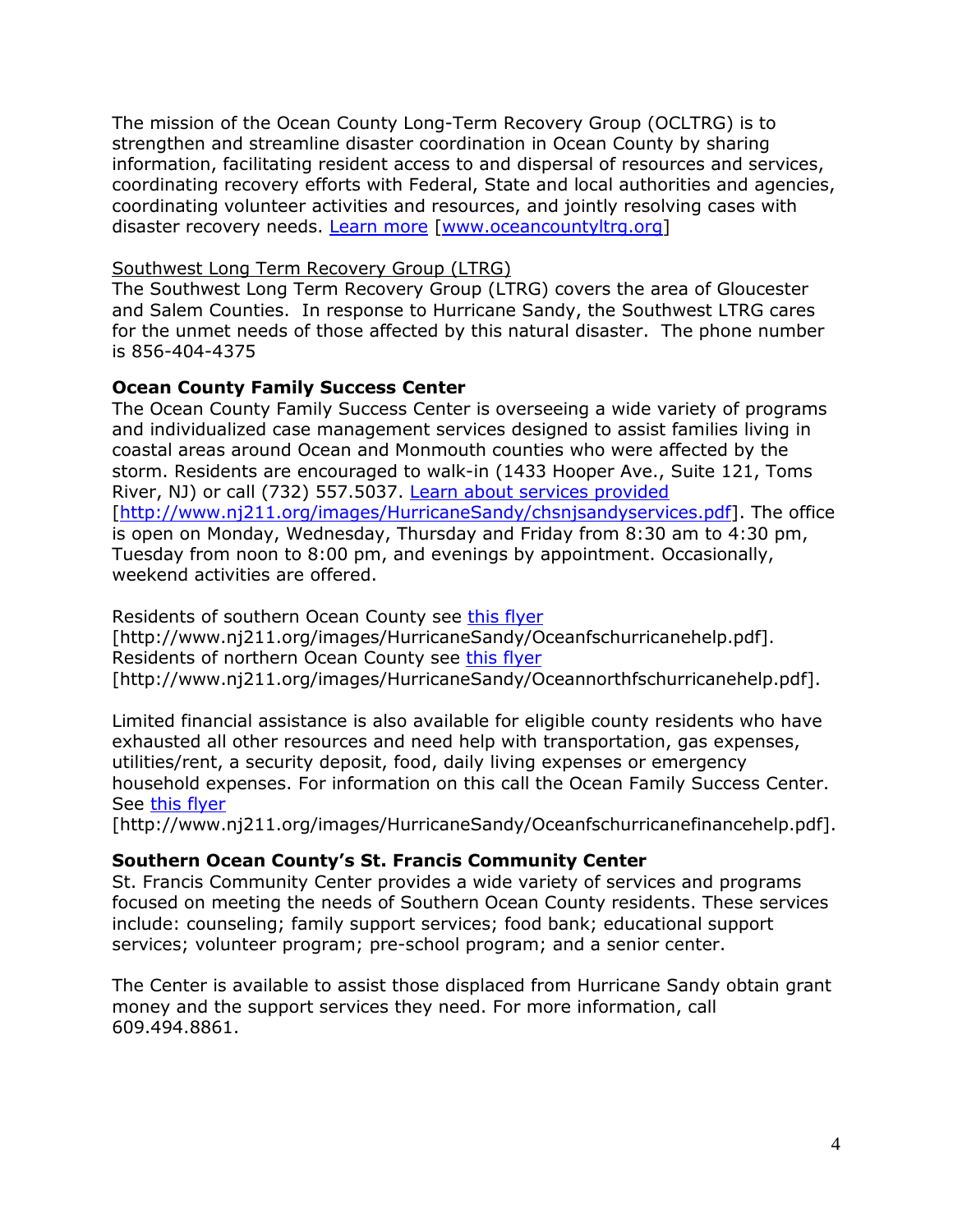The mission of the Ocean County Long-Term Recovery Group (OCLTRG) is to strengthen and streamline disaster coordination in Ocean County by sharing information, facilitating resident access to and dispersal of resources and services, coordinating recovery efforts with Federal, State and local authorities and agencies, coordinating volunteer activities and resources, and jointly resolving cases with disaster recovery needs. Learn more [www.oceancountyltrg.org]

Southwest Long Term Recovery Group (LTRG)
The Southwest Long Term Recovery Group (LTRG) covers the area of Gloucester and Salem Counties. In response to Hurricane Sandy, the Southwest LTRG cares for the unmet needs of those affected by this natural disaster. The phone number is 856-404-4375

**Ocean County Family Success Center**
The Ocean County Family Success Center is overseeing a wide variety of programs and individualized case management services designed to assist families living in coastal areas around Ocean and Monmouth counties who were affected by the storm. Residents are encouraged to walk-in (1433 Hooper Ave., Suite 121, Toms River, NJ) or call (732) 557.5037. Learn about services provided [http://www.nj211.org/images/HurricaneSandy/chsnjsandyservices.pdf]. The office is open on Monday, Wednesday, Thursday and Friday from 8:30 am to 4:30 pm, Tuesday from noon to 8:00 pm, and evenings by appointment. Occasionally, weekend activities are offered.

Residents of southern Ocean County see this flyer [http://www.nj211.org/images/HurricaneSandy/Oceanfschurricanehelp.pdf]. Residents of northern Ocean County see this flyer [http://www.nj211.org/images/HurricaneSandy/Oceannorthfschurricanehelp.pdf].

Limited financial assistance is also available for eligible county residents who have exhausted all other resources and need help with transportation, gas expenses, utilities/rent, a security deposit, food, daily living expenses or emergency household expenses. For information on this call the Ocean Family Success Center. See this flyer [http://www.nj211.org/images/HurricaneSandy/Oceanfschurricanefinancehelp.pdf].

**Southern Ocean County's St. Francis Community Center**
St. Francis Community Center provides a wide variety of services and programs focused on meeting the needs of Southern Ocean County residents. These services include: counseling; family support services; food bank; educational support services; volunteer program; pre-school program; and a senior center.

The Center is available to assist those displaced from Hurricane Sandy obtain grant money and the support services they need. For more information, call 609.494.8861.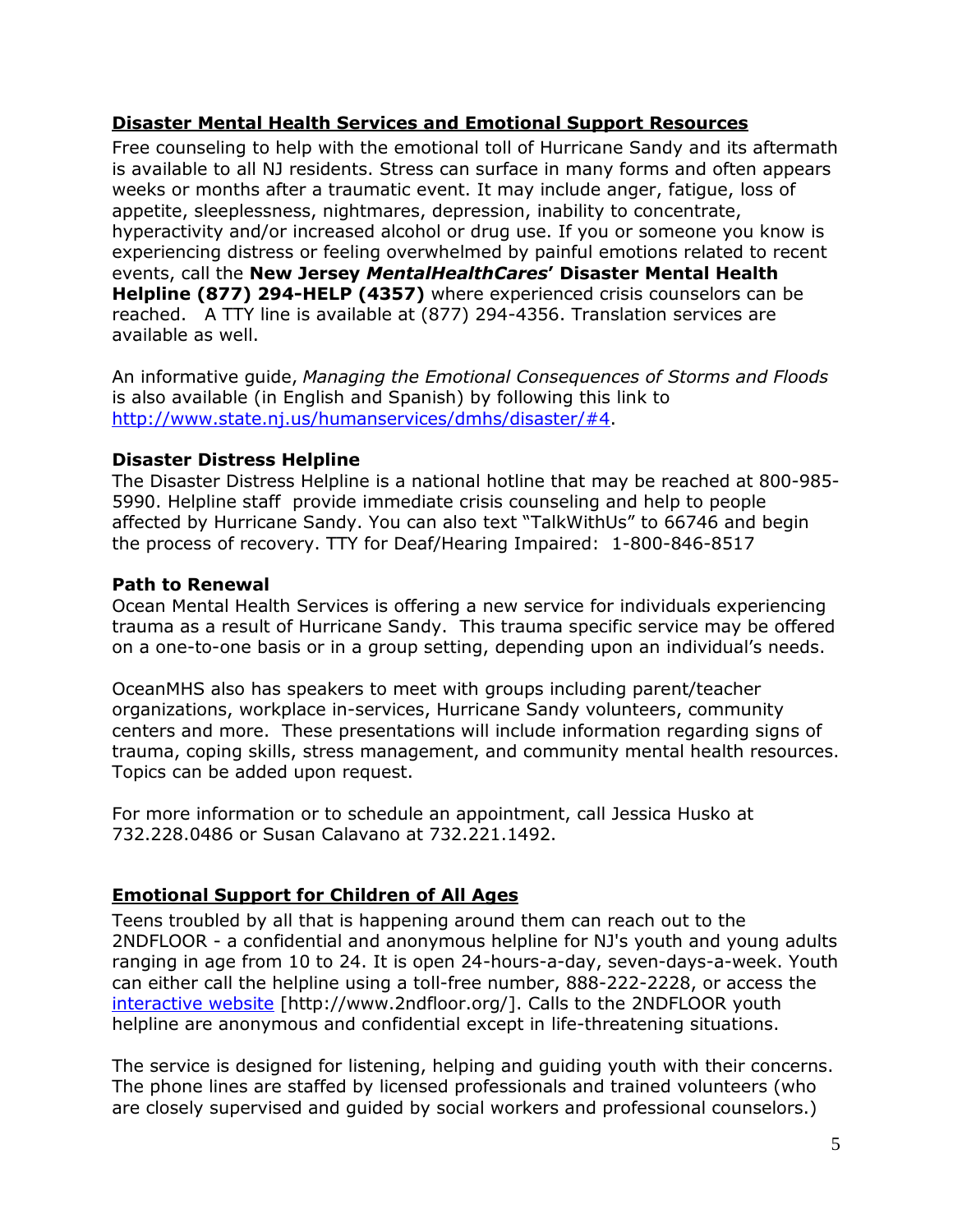## Disaster Mental Health Services and Emotional Support Resources

Free counseling to help with the emotional toll of Hurricane Sandy and its aftermath is available to all NJ residents. Stress can surface in many forms and often appears weeks or months after a traumatic event. It may include anger, fatigue, loss of appetite, sleeplessness, nightmares, depression, inability to concentrate, hyperactivity and/or increased alcohol or drug use. If you or someone you know is experiencing distress or feeling overwhelmed by painful emotions related to recent events, call the **New Jersey *MentalHealthCares*' Disaster Mental Health Helpline (877) 294-HELP (4357)** where experienced crisis counselors can be reached. A TTY line is available at (877) 294-4356. Translation services are available as well.

An informative guide, *Managing the Emotional Consequences of Storms and Floods* is also available (in English and Spanish) by following this link to [http://www.state.nj.us/humanservices/dmhs/disaster/#4](http://www.state.nj.us/humanservices/dmhs/disaster/#4).

### Disaster Distress Helpline

The Disaster Distress Helpline is a national hotline that may be reached at 800-985-5990. Helpline staff provide immediate crisis counseling and help to people affected by Hurricane Sandy. You can also text "TalkWithUs" to 66746 and begin the process of recovery. TTY for Deaf/Hearing Impaired: 1-800-846-8517

### Path to Renewal

Ocean Mental Health Services is offering a new service for individuals experiencing trauma as a result of Hurricane Sandy. This trauma specific service may be offered on a one-to-one basis or in a group setting, depending upon an individual's needs.

OceanMHS also has speakers to meet with groups including parent/teacher organizations, workplace in-services, Hurricane Sandy volunteers, community centers and more. These presentations will include information regarding signs of trauma, coping skills, stress management, and community mental health resources. Topics can be added upon request.

For more information or to schedule an appointment, call Jessica Husko at 732.228.0486 or Susan Calavano at 732.221.1492.

## Emotional Support for Children of All Ages

Teens troubled by all that is happening around them can reach out to the 2NDFLOOR - a confidential and anonymous helpline for NJ's youth and young adults ranging in age from 10 to 24. It is open 24-hours-a-day, seven-days-a-week. Youth can either call the helpline using a toll-free number, 888-222-2228, or access the [interactive website](http://www.2ndfloor.org/) [http://www.2ndfloor.org/]. Calls to the 2NDFLOOR youth helpline are anonymous and confidential except in life-threatening situations.

The service is designed for listening, helping and guiding youth with their concerns. The phone lines are staffed by licensed professionals and trained volunteers (who are closely supervised and guided by social workers and professional counselors.)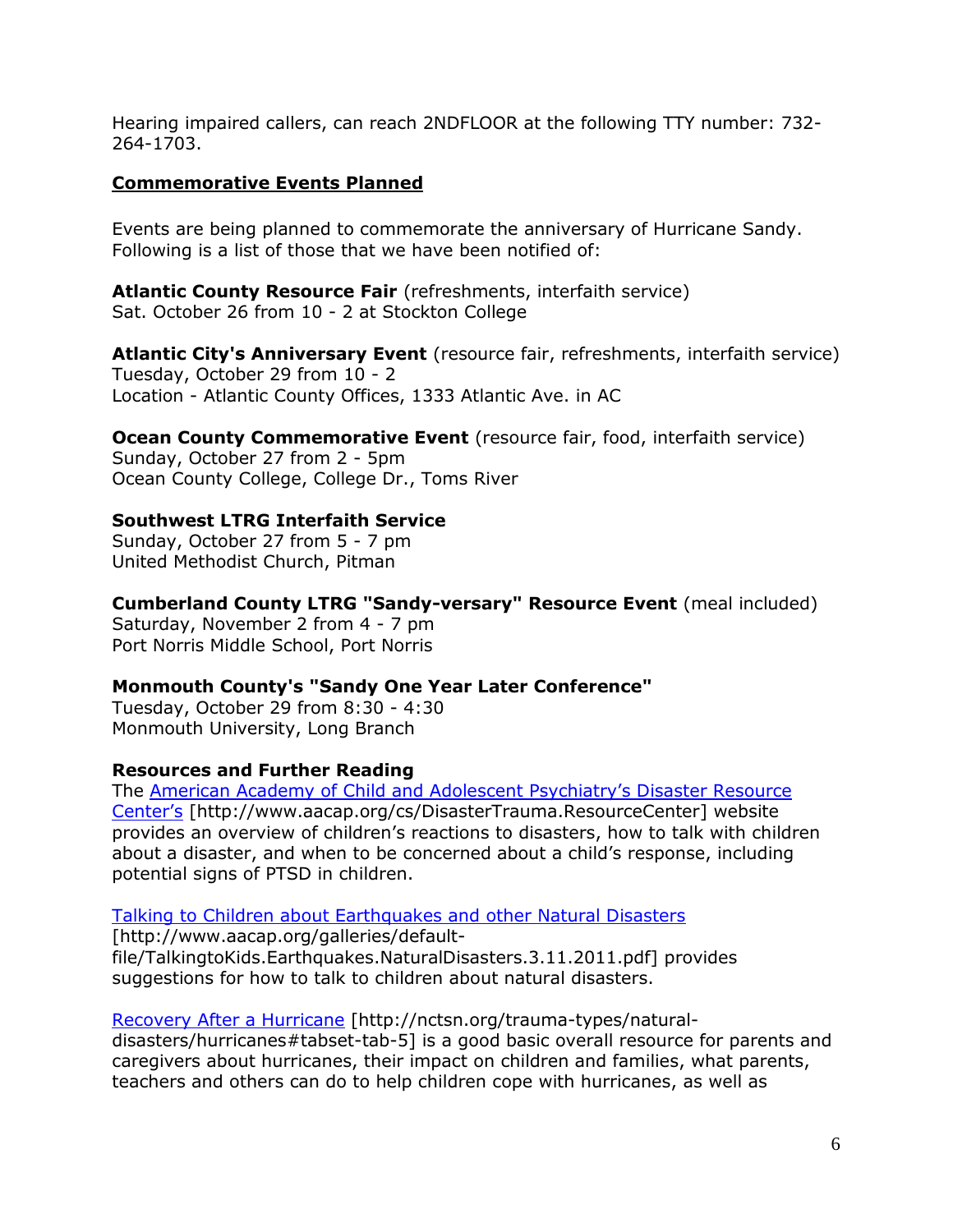Hearing impaired callers, can reach 2NDFLOOR at the following TTY number: 732-264-1703.

## Commemorative Events Planned

Events are being planned to commemorate the anniversary of Hurricane Sandy. Following is a list of those that we have been notified of:

**Atlantic County Resource Fair** (refreshments, interfaith service)
Sat. October 26 from 10 - 2 at Stockton College

**Atlantic City's Anniversary Event** (resource fair, refreshments, interfaith service)
Tuesday, October 29 from 10 - 2
Location - Atlantic County Offices, 1333 Atlantic Ave. in AC

**Ocean County Commemorative Event** (resource fair, food, interfaith service)
Sunday, October 27 from 2 - 5pm
Ocean County College, College Dr., Toms River

**Southwest LTRG Interfaith Service**
Sunday, October 27 from 5 - 7 pm
United Methodist Church, Pitman

**Cumberland County LTRG "Sandy-versary" Resource Event** (meal included)
Saturday, November 2 from 4 - 7 pm
Port Norris Middle School, Port Norris

**Monmouth County's "Sandy One Year Later Conference"**
Tuesday, October 29 from 8:30 - 4:30
Monmouth University, Long Branch

**Resources and Further Reading**

The American Academy of Child and Adolescent Psychiatry's Disaster Resource Center's [http://www.aacap.org/cs/DisasterTrauma.ResourceCenter] website provides an overview of children's reactions to disasters, how to talk with children about a disaster, and when to be concerned about a child's response, including potential signs of PTSD in children.

Talking to Children about Earthquakes and other Natural Disasters [http://www.aacap.org/galleries/default-file/TalkingtoKids.Earthquakes.NaturalDisasters.3.11.2011.pdf] provides suggestions for how to talk to children about natural disasters.

Recovery After a Hurricane [http://nctsn.org/trauma-types/natural-disasters/hurricanes#tabset-tab-5] is a good basic overall resource for parents and caregivers about hurricanes, their impact on children and families, what parents, teachers and others can do to help children cope with hurricanes, as well as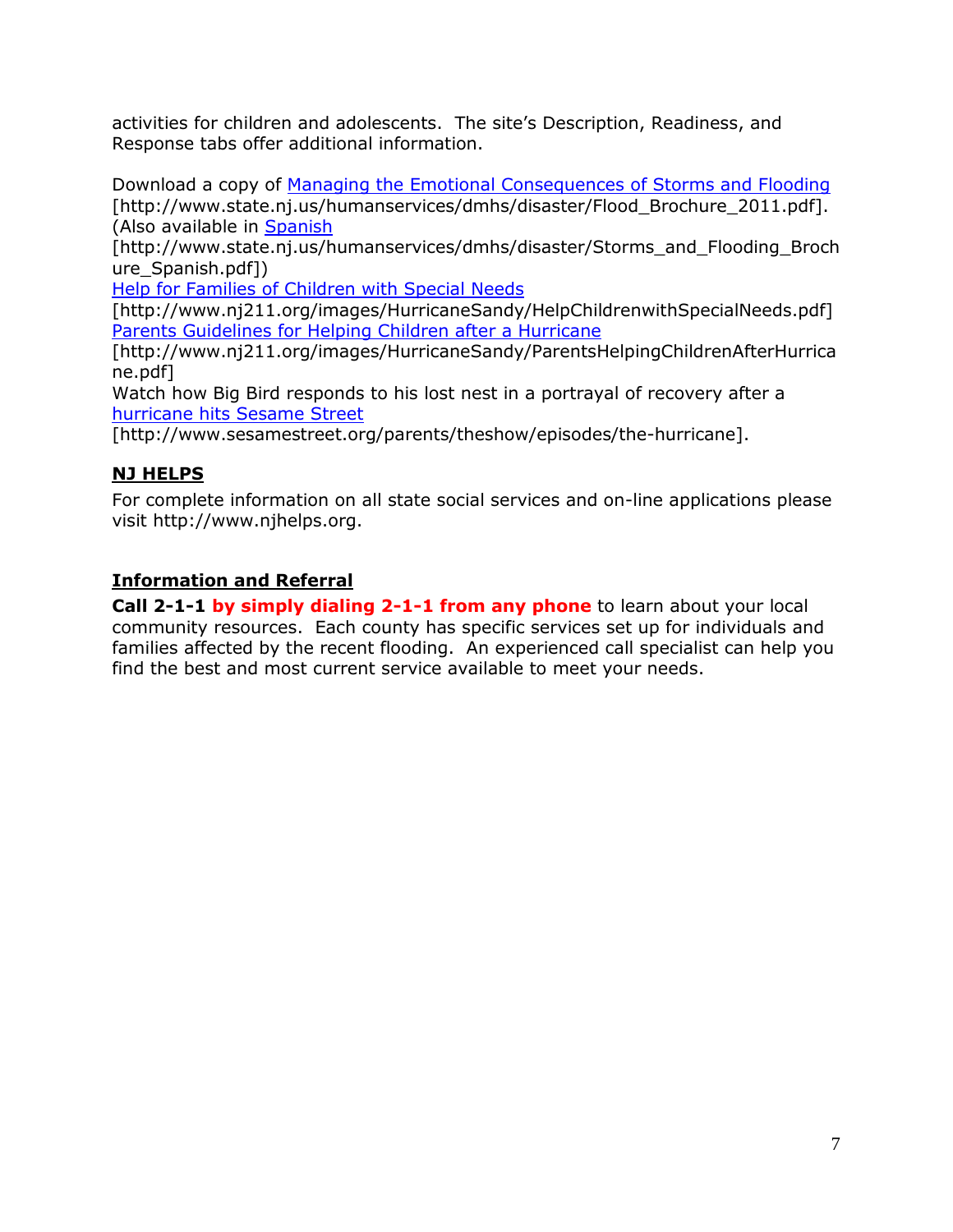activities for children and adolescents. The site's Description, Readiness, and Response tabs offer additional information.

Download a copy of Managing the Emotional Consequences of Storms and Flooding [http://www.state.nj.us/humanservices/dmhs/disaster/Flood_Brochure_2011.pdf]. (Also available in Spanish [http://www.state.nj.us/humanservices/dmhs/disaster/Storms_and_Flooding_Brochure_Spanish.pdf])
Help for Families of Children with Special Needs [http://www.nj211.org/images/HurricaneSandy/HelpChildrenwithSpecialNeeds.pdf]
Parents Guidelines for Helping Children after a Hurricane [http://www.nj211.org/images/HurricaneSandy/ParentsHelpingChildrenAfterHurricane.pdf]
Watch how Big Bird responds to his lost nest in a portrayal of recovery after a hurricane hits Sesame Street [http://www.sesamestreet.org/parents/theshow/episodes/the-hurricane].

## NJ HELPS

For complete information on all state social services and on-line applications please visit http://www.njhelps.org.

## Information and Referral

**Call 2-1-1 by simply dialing 2-1-1 from any phone** to learn about your local community resources. Each county has specific services set up for individuals and families affected by the recent flooding. An experienced call specialist can help you find the best and most current service available to meet your needs.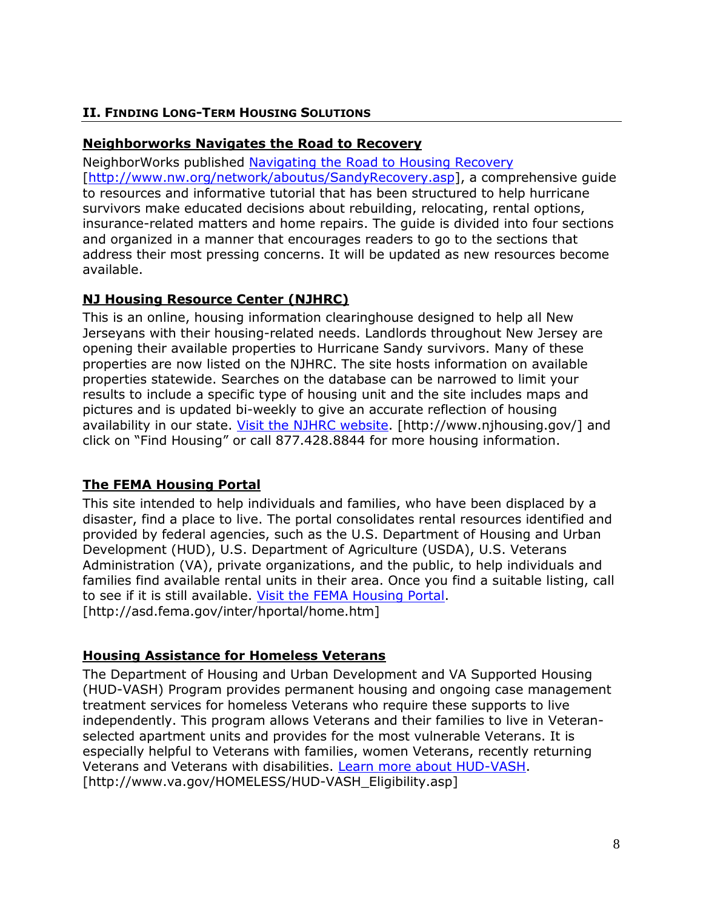## II. Finding Long-Term Housing Solutions

### Neighborworks Navigates the Road to Recovery

NeighborWorks published Navigating the Road to Housing Recovery [http://www.nw.org/network/aboutus/SandyRecovery.asp], a comprehensive guide to resources and informative tutorial that has been structured to help hurricane survivors make educated decisions about rebuilding, relocating, rental options, insurance-related matters and home repairs. The guide is divided into four sections and organized in a manner that encourages readers to go to the sections that address their most pressing concerns. It will be updated as new resources become available.

### NJ Housing Resource Center (NJHRC)

This is an online, housing information clearinghouse designed to help all New Jerseyans with their housing-related needs. Landlords throughout New Jersey are opening their available properties to Hurricane Sandy survivors. Many of these properties are now listed on the NJHRC. The site hosts information on available properties statewide. Searches on the database can be narrowed to limit your results to include a specific type of housing unit and the site includes maps and pictures and is updated bi-weekly to give an accurate reflection of housing availability in our state. Visit the NJHRC website. [http://www.njhousing.gov/] and click on "Find Housing" or call 877.428.8844 for more housing information.

### The FEMA Housing Portal

This site intended to help individuals and families, who have been displaced by a disaster, find a place to live. The portal consolidates rental resources identified and provided by federal agencies, such as the U.S. Department of Housing and Urban Development (HUD), U.S. Department of Agriculture (USDA), U.S. Veterans Administration (VA), private organizations, and the public, to help individuals and families find available rental units in their area. Once you find a suitable listing, call to see if it is still available. Visit the FEMA Housing Portal. [http://asd.fema.gov/inter/hportal/home.htm]

### Housing Assistance for Homeless Veterans

The Department of Housing and Urban Development and VA Supported Housing (HUD-VASH) Program provides permanent housing and ongoing case management treatment services for homeless Veterans who require these supports to live independently. This program allows Veterans and their families to live in Veteran-selected apartment units and provides for the most vulnerable Veterans. It is especially helpful to Veterans with families, women Veterans, recently returning Veterans and Veterans with disabilities. Learn more about HUD-VASH. [http://www.va.gov/HOMELESS/HUD-VASH_Eligibility.asp]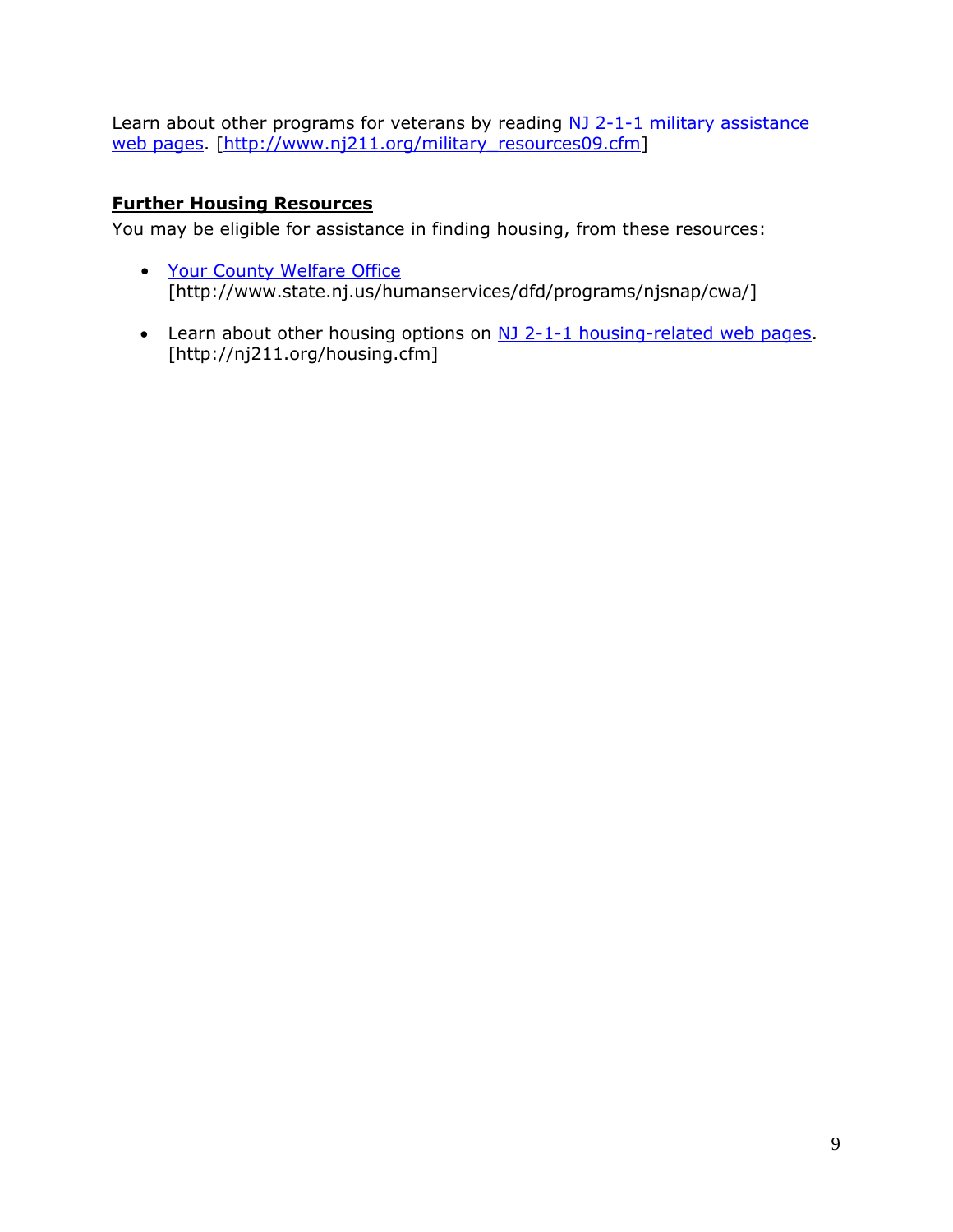Learn about other programs for veterans by reading [NJ 2-1-1 military assistance web pages](http://www.nj211.org/military_resources09.cfm). [http://www.nj211.org/military_resources09.cfm]

**Further Housing Resources**

You may be eligible for assistance in finding housing, from these resources:

- [Your County Welfare Office](http://www.state.nj.us/humanservices/dfd/programs/njsnap/cwa/) [http://www.state.nj.us/humanservices/dfd/programs/njsnap/cwa/]
- Learn about other housing options on [NJ 2-1-1 housing-related web pages](http://nj211.org/housing.cfm). [http://nj211.org/housing.cfm]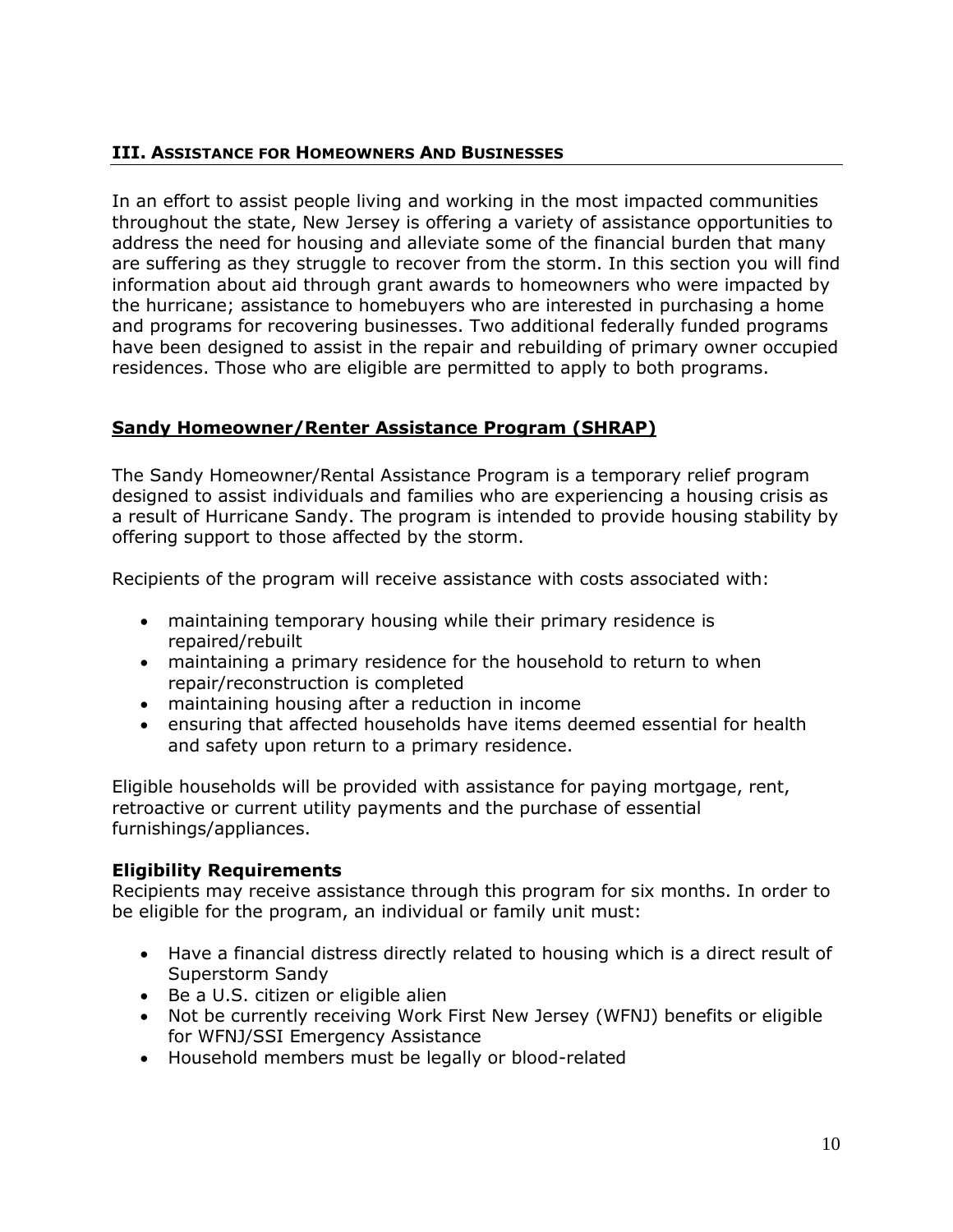## III. Assistance for Homeowners And Businesses

In an effort to assist people living and working in the most impacted communities throughout the state, New Jersey is offering a variety of assistance opportunities to address the need for housing and alleviate some of the financial burden that many are suffering as they struggle to recover from the storm. In this section you will find information about aid through grant awards to homeowners who were impacted by the hurricane; assistance to homebuyers who are interested in purchasing a home and programs for recovering businesses. Two additional federally funded programs have been designed to assist in the repair and rebuilding of primary owner occupied residences. Those who are eligible are permitted to apply to both programs.

### Sandy Homeowner/Renter Assistance Program (SHRAP)

The Sandy Homeowner/Rental Assistance Program is a temporary relief program designed to assist individuals and families who are experiencing a housing crisis as a result of Hurricane Sandy. The program is intended to provide housing stability by offering support to those affected by the storm.

Recipients of the program will receive assistance with costs associated with:

- maintaining temporary housing while their primary residence is repaired/rebuilt
- maintaining a primary residence for the household to return to when repair/reconstruction is completed
- maintaining housing after a reduction in income
- ensuring that affected households have items deemed essential for health and safety upon return to a primary residence.

Eligible households will be provided with assistance for paying mortgage, rent, retroactive or current utility payments and the purchase of essential furnishings/appliances.

**Eligibility Requirements**

Recipients may receive assistance through this program for six months. In order to be eligible for the program, an individual or family unit must:

- Have a financial distress directly related to housing which is a direct result of Superstorm Sandy
- Be a U.S. citizen or eligible alien
- Not be currently receiving Work First New Jersey (WFNJ) benefits or eligible for WFNJ/SSI Emergency Assistance
- Household members must be legally or blood-related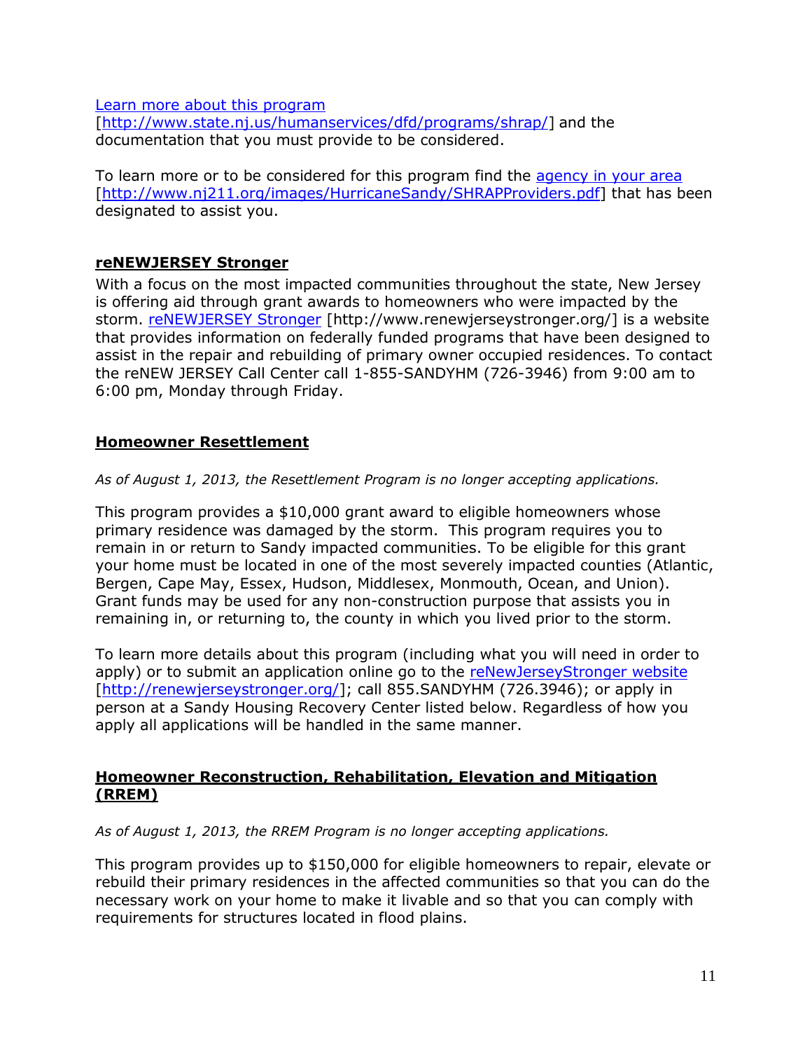Learn more about this program [http://www.state.nj.us/humanservices/dfd/programs/shrap/] and the documentation that you must provide to be considered.

To learn more or to be considered for this program find the agency in your area [http://www.nj211.org/images/HurricaneSandy/SHRAPProviders.pdf] that has been designated to assist you.

## reNEWJERSEY Stronger

With a focus on the most impacted communities throughout the state, New Jersey is offering aid through grant awards to homeowners who were impacted by the storm. reNEWJERSEY Stronger [http://www.renewjerseystronger.org/] is a website that provides information on federally funded programs that have been designed to assist in the repair and rebuilding of primary owner occupied residences. To contact the reNEW JERSEY Call Center call 1-855-SANDYHM (726-3946) from 9:00 am to 6:00 pm, Monday through Friday.

## Homeowner Resettlement

*As of August 1, 2013, the Resettlement Program is no longer accepting applications.*

This program provides a $10,000 grant award to eligible homeowners whose primary residence was damaged by the storm. This program requires you to remain in or return to Sandy impacted communities. To be eligible for this grant your home must be located in one of the most severely impacted counties (Atlantic, Bergen, Cape May, Essex, Hudson, Middlesex, Monmouth, Ocean, and Union). Grant funds may be used for any non-construction purpose that assists you in remaining in, or returning to, the county in which you lived prior to the storm.

To learn more details about this program (including what you will need in order to apply) or to submit an application online go to the reNewJerseyStronger website [http://renewjerseystronger.org/]; call 855.SANDYHM (726.3946); or apply in person at a Sandy Housing Recovery Center listed below. Regardless of how you apply all applications will be handled in the same manner.

## Homeowner Reconstruction, Rehabilitation, Elevation and Mitigation (RREM)

*As of August 1, 2013, the RREM Program is no longer accepting applications.*

This program provides up to $150,000 for eligible homeowners to repair, elevate or rebuild their primary residences in the affected communities so that you can do the necessary work on your home to make it livable and so that you can comply with requirements for structures located in flood plains.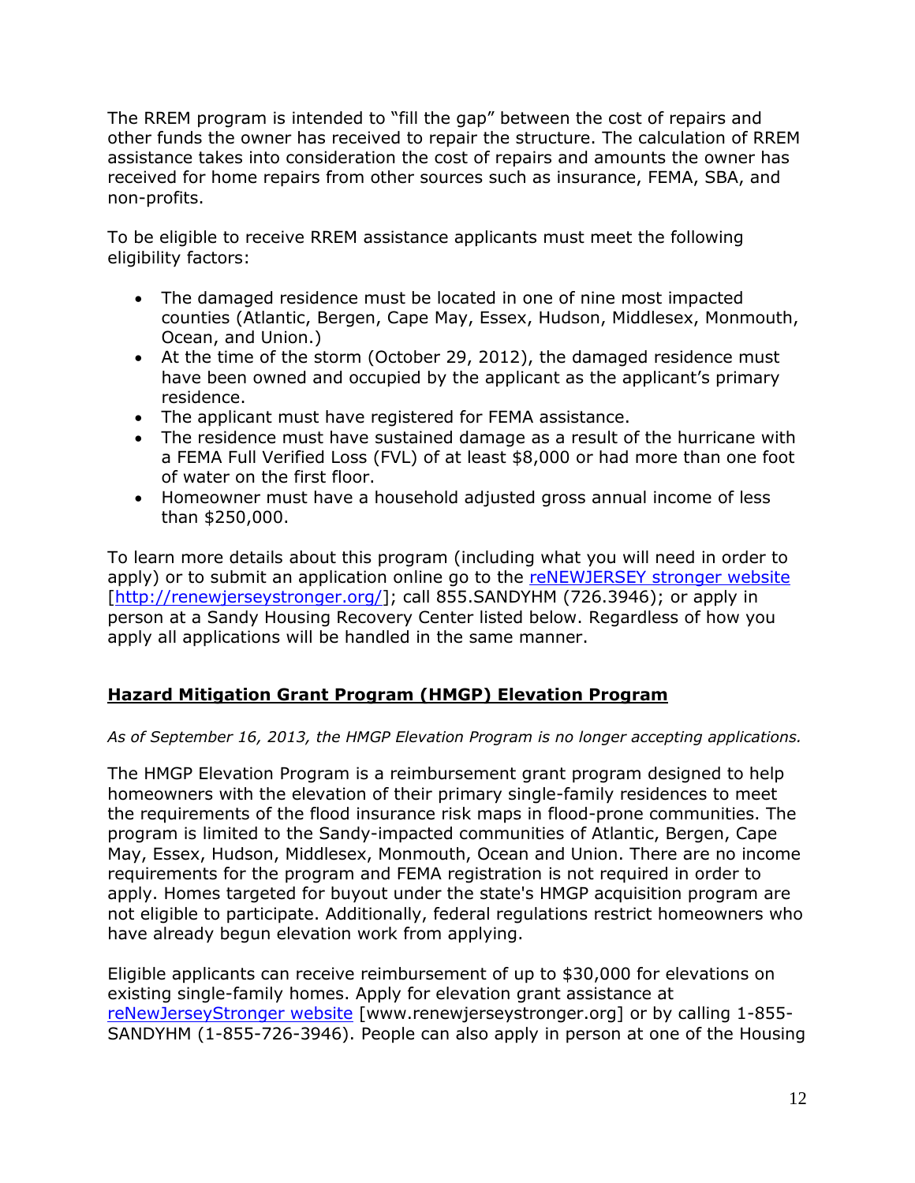The RREM program is intended to "fill the gap" between the cost of repairs and other funds the owner has received to repair the structure. The calculation of RREM assistance takes into consideration the cost of repairs and amounts the owner has received for home repairs from other sources such as insurance, FEMA, SBA, and non-profits.

To be eligible to receive RREM assistance applicants must meet the following eligibility factors:

- The damaged residence must be located in one of nine most impacted counties (Atlantic, Bergen, Cape May, Essex, Hudson, Middlesex, Monmouth, Ocean, and Union.)
- At the time of the storm (October 29, 2012), the damaged residence must have been owned and occupied by the applicant as the applicant's primary residence.
- The applicant must have registered for FEMA assistance.
- The residence must have sustained damage as a result of the hurricane with a FEMA Full Verified Loss (FVL) of at least $8,000 or had more than one foot of water on the first floor.
- Homeowner must have a household adjusted gross annual income of less than $250,000.

To learn more details about this program (including what you will need in order to apply) or to submit an application online go to the reNEWJERSEY stronger website [http://renewjerseystronger.org/]; call 855.SANDYHM (726.3946); or apply in person at a Sandy Housing Recovery Center listed below. Regardless of how you apply all applications will be handled in the same manner.

## Hazard Mitigation Grant Program (HMGP) Elevation Program

*As of September 16, 2013, the HMGP Elevation Program is no longer accepting applications.*

The HMGP Elevation Program is a reimbursement grant program designed to help homeowners with the elevation of their primary single-family residences to meet the requirements of the flood insurance risk maps in flood-prone communities. The program is limited to the Sandy-impacted communities of Atlantic, Bergen, Cape May, Essex, Hudson, Middlesex, Monmouth, Ocean and Union. There are no income requirements for the program and FEMA registration is not required in order to apply. Homes targeted for buyout under the state's HMGP acquisition program are not eligible to participate. Additionally, federal regulations restrict homeowners who have already begun elevation work from applying.

Eligible applicants can receive reimbursement of up to $30,000 for elevations on existing single-family homes. Apply for elevation grant assistance at reNewJerseyStronger website [www.renewjerseystronger.org] or by calling 1-855-SANDYHM (1-855-726-3946). People can also apply in person at one of the Housing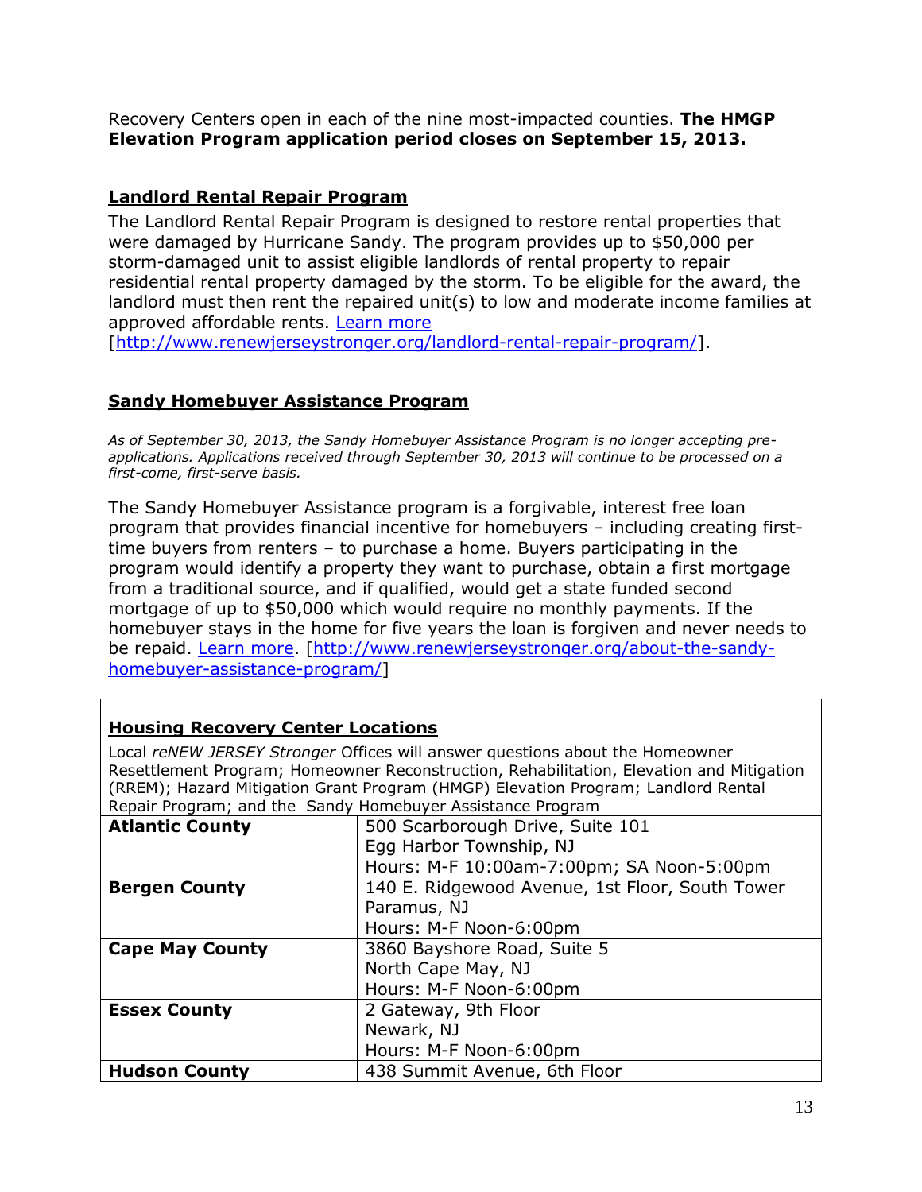Recovery Centers open in each of the nine most-impacted counties. **The HMGP Elevation Program application period closes on September 15, 2013.**

## Landlord Rental Repair Program

The Landlord Rental Repair Program is designed to restore rental properties that were damaged by Hurricane Sandy. The program provides up to $50,000 per storm-damaged unit to assist eligible landlords of rental property to repair residential rental property damaged by the storm. To be eligible for the award, the landlord must then rent the repaired unit(s) to low and moderate income families at approved affordable rents. Learn more [http://www.renewjerseystronger.org/landlord-rental-repair-program/].

## Sandy Homebuyer Assistance Program

*As of September 30, 2013, the Sandy Homebuyer Assistance Program is no longer accepting pre-applications. Applications received through September 30, 2013 will continue to be processed on a first-come, first-serve basis.*

The Sandy Homebuyer Assistance program is a forgivable, interest free loan program that provides financial incentive for homebuyers – including creating first-time buyers from renters – to purchase a home. Buyers participating in the program would identify a property they want to purchase, obtain a first mortgage from a traditional source, and if qualified, would get a state funded second mortgage of up to $50,000 which would require no monthly payments. If the homebuyer stays in the home for five years the loan is forgiven and never needs to be repaid. Learn more. [http://www.renewjerseystronger.org/about-the-sandy-homebuyer-assistance-program/]

## Housing Recovery Center Locations

Local *reNEW JERSEY Stronger* Offices will answer questions about the Homeowner Resettlement Program; Homeowner Reconstruction, Rehabilitation, Elevation and Mitigation (RREM); Hazard Mitigation Grant Program (HMGP) Elevation Program; Landlord Rental Repair Program; and the Sandy Homebuyer Assistance Program

| County | Location |
|---|---|
| **Atlantic County** | 500 Scarborough Drive, Suite 101<br>Egg Harbor Township, NJ<br>Hours: M-F 10:00am-7:00pm; SA Noon-5:00pm |
| **Bergen County** | 140 E. Ridgewood Avenue, 1st Floor, South Tower<br>Paramus, NJ<br>Hours: M-F Noon-6:00pm |
| **Cape May County** | 3860 Bayshore Road, Suite 5<br>North Cape May, NJ<br>Hours: M-F Noon-6:00pm |
| **Essex County** | 2 Gateway, 9th Floor<br>Newark, NJ<br>Hours: M-F Noon-6:00pm |
| **Hudson County** | 438 Summit Avenue, 6th Floor |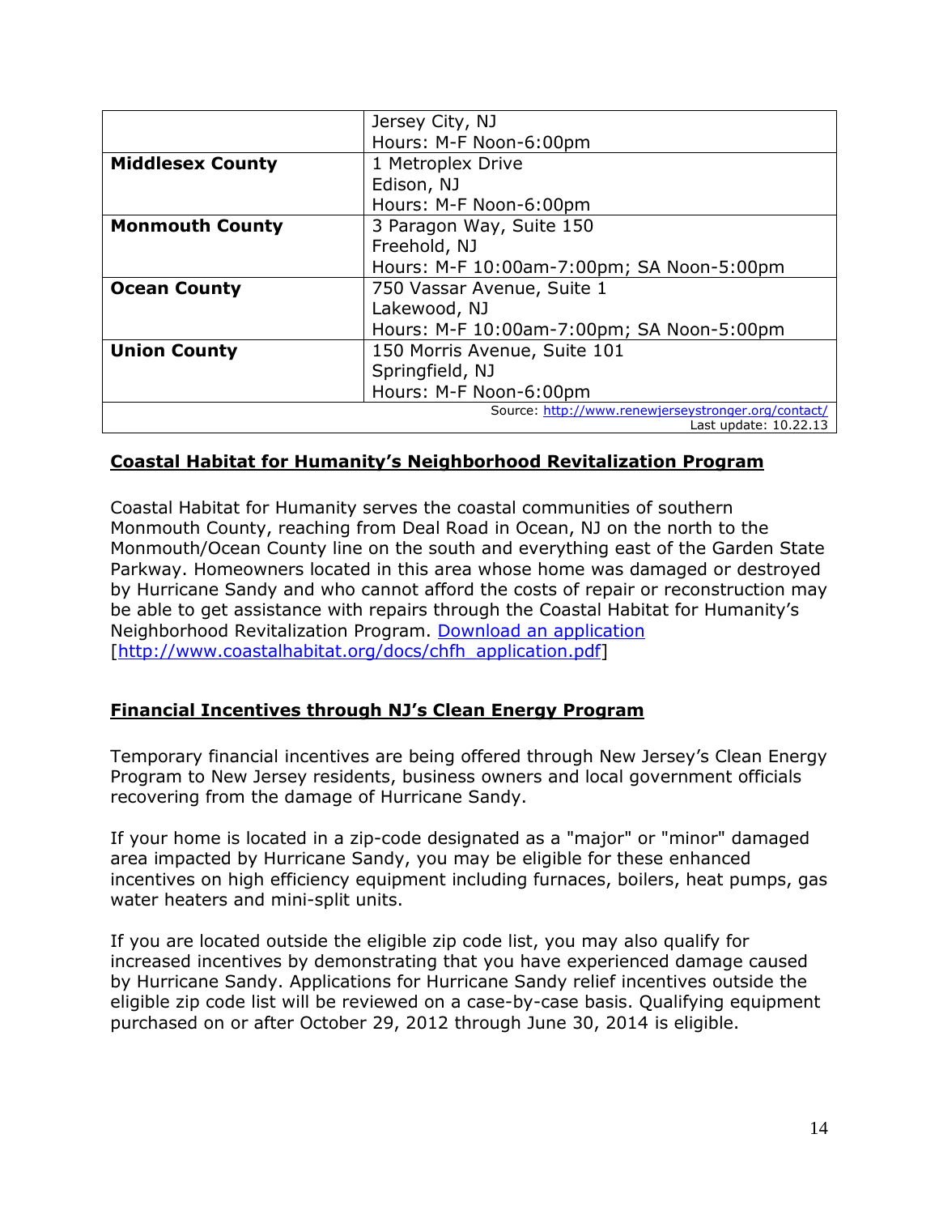| | |
|---|---|
| | Jersey City, NJ<br>Hours: M-F Noon-6:00pm |
| **Middlesex County** | 1 Metroplex Drive<br>Edison, NJ<br>Hours: M-F Noon-6:00pm |
| **Monmouth County** | 3 Paragon Way, Suite 150<br>Freehold, NJ<br>Hours: M-F 10:00am-7:00pm; SA Noon-5:00pm |
| **Ocean County** | 750 Vassar Avenue, Suite 1<br>Lakewood, NJ<br>Hours: M-F 10:00am-7:00pm; SA Noon-5:00pm |
| **Union County** | 150 Morris Avenue, Suite 101<br>Springfield, NJ<br>Hours: M-F Noon-6:00pm |
| Source: http://www.renewjerseystronger.org/contact/<br>Last update: 10.22.13 | |

## Coastal Habitat for Humanity's Neighborhood Revitalization Program

Coastal Habitat for Humanity serves the coastal communities of southern Monmouth County, reaching from Deal Road in Ocean, NJ on the north to the Monmouth/Ocean County line on the south and everything east of the Garden State Parkway. Homeowners located in this area whose home was damaged or destroyed by Hurricane Sandy and who cannot afford the costs of repair or reconstruction may be able to get assistance with repairs through the Coastal Habitat for Humanity's Neighborhood Revitalization Program. Download an application [http://www.coastalhabitat.org/docs/chfh_application.pdf]

## Financial Incentives through NJ's Clean Energy Program

Temporary financial incentives are being offered through New Jersey's Clean Energy Program to New Jersey residents, business owners and local government officials recovering from the damage of Hurricane Sandy.

If your home is located in a zip-code designated as a "major" or "minor" damaged area impacted by Hurricane Sandy, you may be eligible for these enhanced incentives on high efficiency equipment including furnaces, boilers, heat pumps, gas water heaters and mini-split units.

If you are located outside the eligible zip code list, you may also qualify for increased incentives by demonstrating that you have experienced damage caused by Hurricane Sandy. Applications for Hurricane Sandy relief incentives outside the eligible zip code list will be reviewed on a case-by-case basis. Qualifying equipment purchased on or after October 29, 2012 through June 30, 2014 is eligible.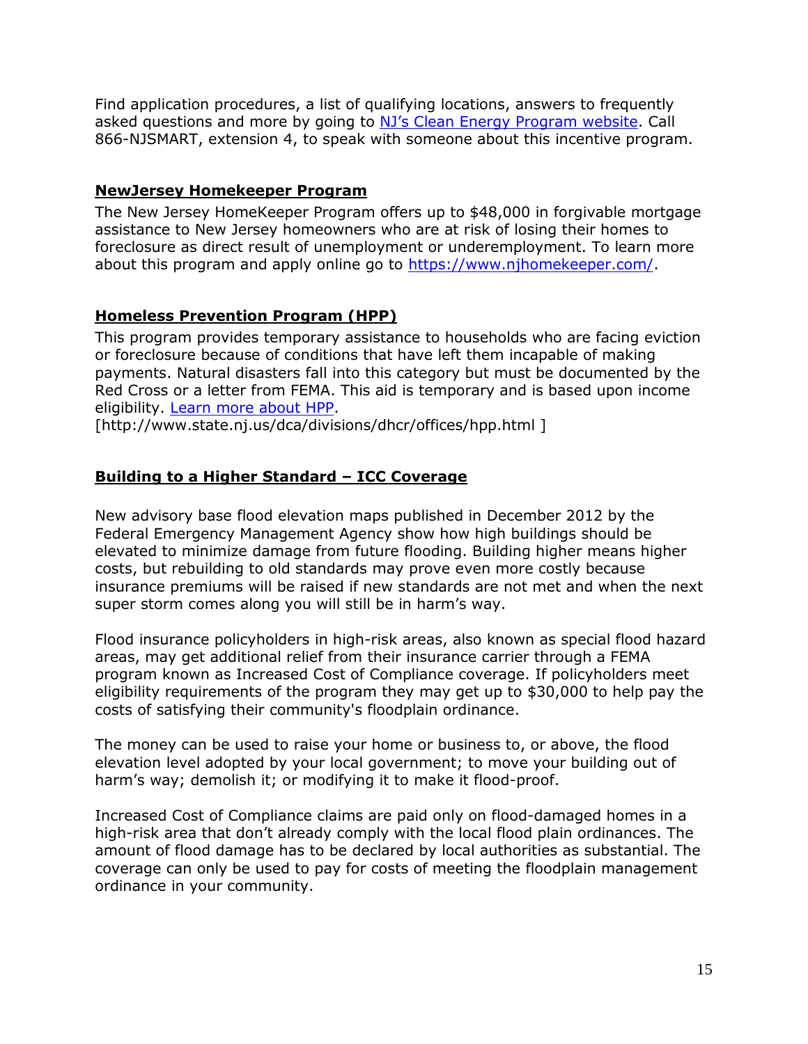Find application procedures, a list of qualifying locations, answers to frequently asked questions and more by going to [NJ's Clean Energy Program website](). Call 866-NJSMART, extension 4, to speak with someone about this incentive program.

## NewJersey Homekeeper Program

The New Jersey HomeKeeper Program offers up to $48,000 in forgivable mortgage assistance to New Jersey homeowners who are at risk of losing their homes to foreclosure as direct result of unemployment or underemployment. To learn more about this program and apply online go to https://www.njhomekeeper.com/.

## Homeless Prevention Program (HPP)

This program provides temporary assistance to households who are facing eviction or foreclosure because of conditions that have left them incapable of making payments. Natural disasters fall into this category but must be documented by the Red Cross or a letter from FEMA. This aid is temporary and is based upon income eligibility. [Learn more about HPP](http://www.state.nj.us/dca/divisions/dhcr/offices/hpp.html).
[http://www.state.nj.us/dca/divisions/dhcr/offices/hpp.html ]

## Building to a Higher Standard – ICC Coverage

New advisory base flood elevation maps published in December 2012 by the Federal Emergency Management Agency show how high buildings should be elevated to minimize damage from future flooding. Building higher means higher costs, but rebuilding to old standards may prove even more costly because insurance premiums will be raised if new standards are not met and when the next super storm comes along you will still be in harm's way.

Flood insurance policyholders in high-risk areas, also known as special flood hazard areas, may get additional relief from their insurance carrier through a FEMA program known as Increased Cost of Compliance coverage. If policyholders meet eligibility requirements of the program they may get up to $30,000 to help pay the costs of satisfying their community's floodplain ordinance.

The money can be used to raise your home or business to, or above, the flood elevation level adopted by your local government; to move your building out of harm's way; demolish it; or modifying it to make it flood-proof.

Increased Cost of Compliance claims are paid only on flood-damaged homes in a high-risk area that don't already comply with the local flood plain ordinances. The amount of flood damage has to be declared by local authorities as substantial. The coverage can only be used to pay for costs of meeting the floodplain management ordinance in your community.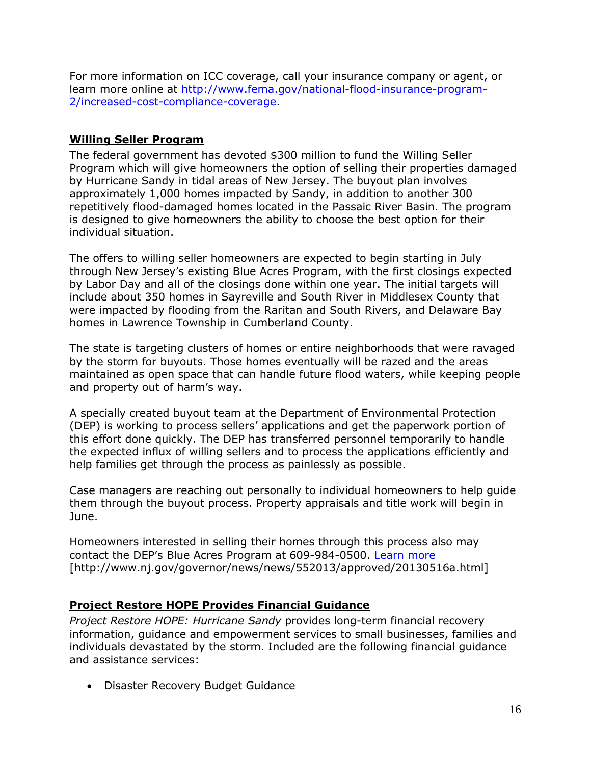For more information on ICC coverage, call your insurance company or agent, or learn more online at [http://www.fema.gov/national-flood-insurance-program-2/increased-cost-compliance-coverage](http://www.fema.gov/national-flood-insurance-program-2/increased-cost-compliance-coverage).

**Willing Seller Program**

The federal government has devoted $300 million to fund the Willing Seller Program which will give homeowners the option of selling their properties damaged by Hurricane Sandy in tidal areas of New Jersey. The buyout plan involves approximately 1,000 homes impacted by Sandy, in addition to another 300 repetitively flood-damaged homes located in the Passaic River Basin. The program is designed to give homeowners the ability to choose the best option for their individual situation.

The offers to willing seller homeowners are expected to begin starting in July through New Jersey's existing Blue Acres Program, with the first closings expected by Labor Day and all of the closings done within one year. The initial targets will include about 350 homes in Sayreville and South River in Middlesex County that were impacted by flooding from the Raritan and South Rivers, and Delaware Bay homes in Lawrence Township in Cumberland County.

The state is targeting clusters of homes or entire neighborhoods that were ravaged by the storm for buyouts. Those homes eventually will be razed and the areas maintained as open space that can handle future flood waters, while keeping people and property out of harm's way.

A specially created buyout team at the Department of Environmental Protection (DEP) is working to process sellers' applications and get the paperwork portion of this effort done quickly. The DEP has transferred personnel temporarily to handle the expected influx of willing sellers and to process the applications efficiently and help families get through the process as painlessly as possible.

Case managers are reaching out personally to individual homeowners to help guide them through the buyout process. Property appraisals and title work will begin in June.

Homeowners interested in selling their homes through this process also may contact the DEP's Blue Acres Program at 609-984-0500. Learn more [http://www.nj.gov/governor/news/news/552013/approved/20130516a.html]

**Project Restore HOPE Provides Financial Guidance**

*Project Restore HOPE: Hurricane Sandy* provides long-term financial recovery information, guidance and empowerment services to small businesses, families and individuals devastated by the storm. Included are the following financial guidance and assistance services:

- Disaster Recovery Budget Guidance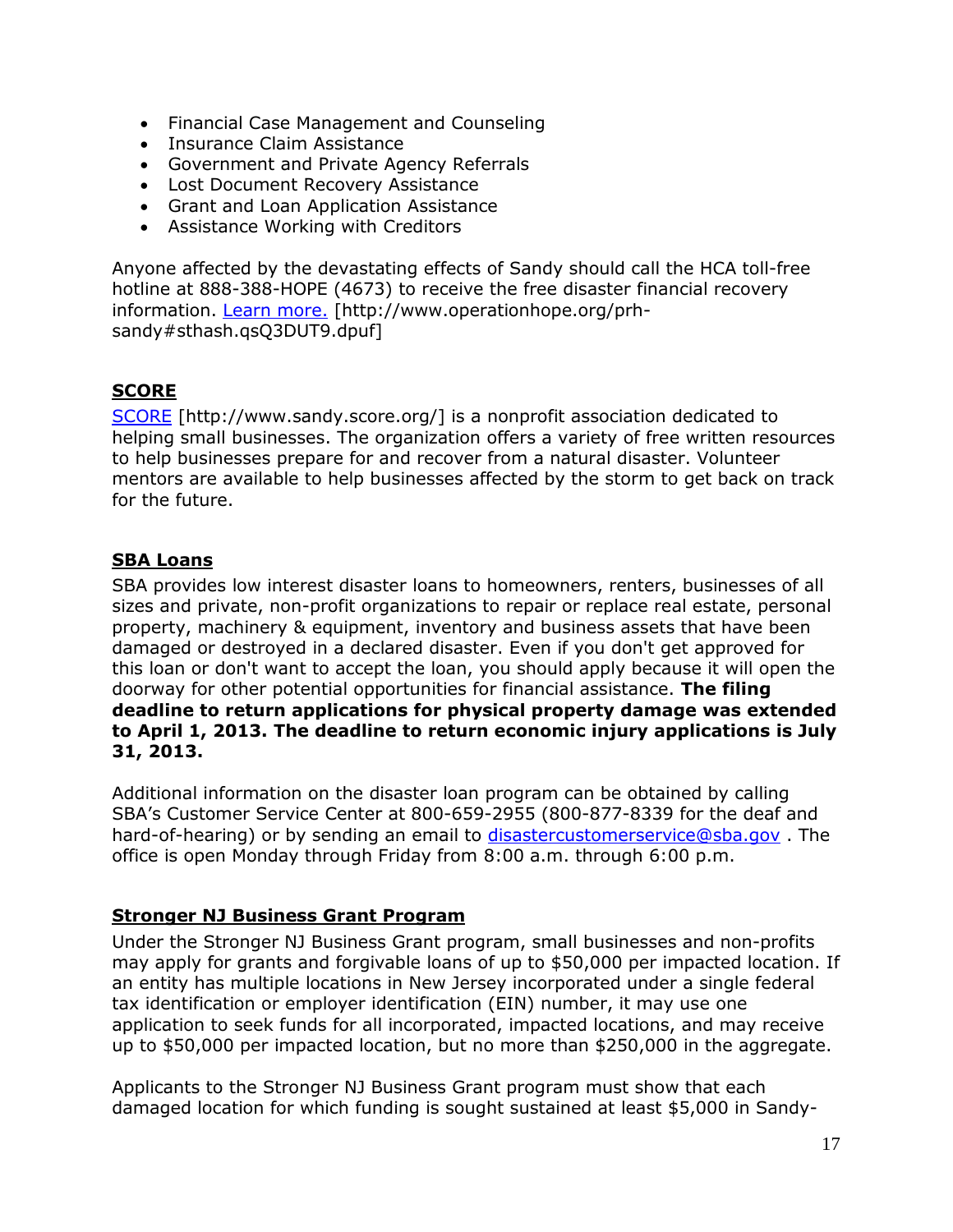- Financial Case Management and Counseling
- Insurance Claim Assistance
- Government and Private Agency Referrals
- Lost Document Recovery Assistance
- Grant and Loan Application Assistance
- Assistance Working with Creditors

Anyone affected by the devastating effects of Sandy should call the HCA toll-free hotline at 888-388-HOPE (4673) to receive the free disaster financial recovery information. [Learn more.](http://www.operationhope.org/prh-sandy#sthash.qsQ3DUT9.dpuf) [http://www.operationhope.org/prh-sandy#sthash.qsQ3DUT9.dpuf]

## SCORE

[SCORE](http://www.sandy.score.org/) [http://www.sandy.score.org/] is a nonprofit association dedicated to helping small businesses. The organization offers a variety of free written resources to help businesses prepare for and recover from a natural disaster. Volunteer mentors are available to help businesses affected by the storm to get back on track for the future.

## SBA Loans

SBA provides low interest disaster loans to homeowners, renters, businesses of all sizes and private, non-profit organizations to repair or replace real estate, personal property, machinery & equipment, inventory and business assets that have been damaged or destroyed in a declared disaster. Even if you don't get approved for this loan or don't want to accept the loan, you should apply because it will open the doorway for other potential opportunities for financial assistance. **The filing deadline to return applications for physical property damage was extended to April 1, 2013. The deadline to return economic injury applications is July 31, 2013.**

Additional information on the disaster loan program can be obtained by calling SBA's Customer Service Center at 800-659-2955 (800-877-8339 for the deaf and hard-of-hearing) or by sending an email to [disastercustomerservice@sba.gov](mailto:disastercustomerservice@sba.gov) . The office is open Monday through Friday from 8:00 a.m. through 6:00 p.m.

## Stronger NJ Business Grant Program

Under the Stronger NJ Business Grant program, small businesses and non-profits may apply for grants and forgivable loans of up to $50,000 per impacted location. If an entity has multiple locations in New Jersey incorporated under a single federal tax identification or employer identification (EIN) number, it may use one application to seek funds for all incorporated, impacted locations, and may receive up to $50,000 per impacted location, but no more than $250,000 in the aggregate.

Applicants to the Stronger NJ Business Grant program must show that each damaged location for which funding is sought sustained at least $5,000 in Sandy-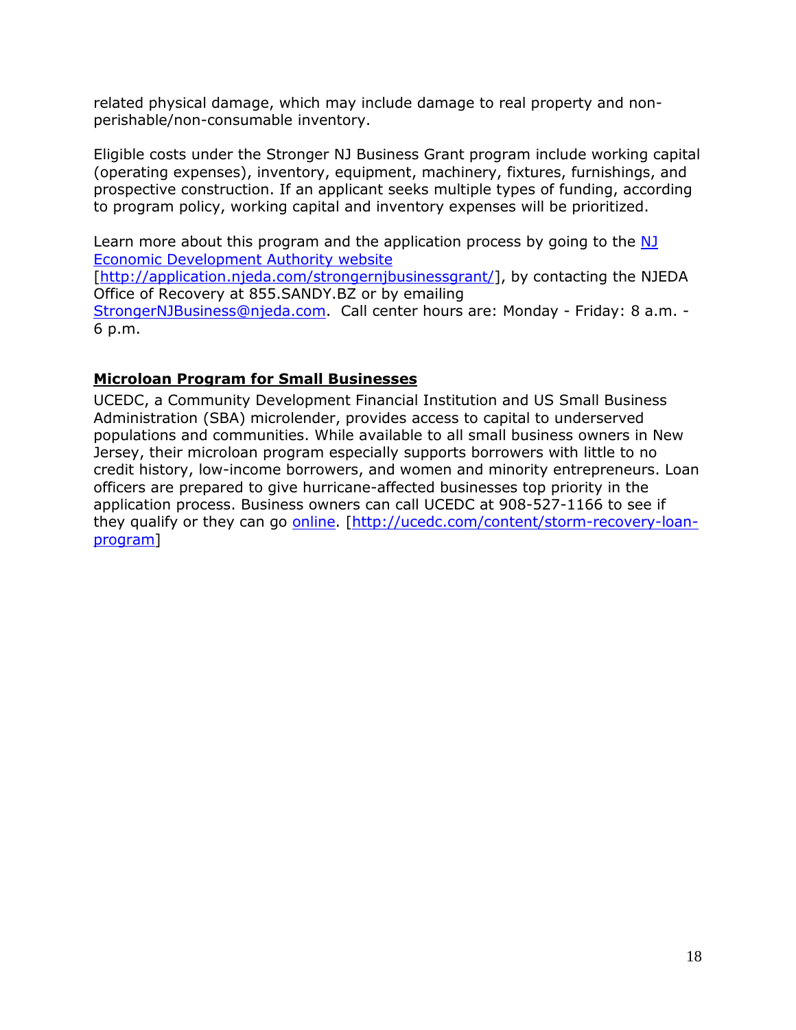related physical damage, which may include damage to real property and non-perishable/non-consumable inventory.

Eligible costs under the Stronger NJ Business Grant program include working capital (operating expenses), inventory, equipment, machinery, fixtures, furnishings, and prospective construction. If an applicant seeks multiple types of funding, according to program policy, working capital and inventory expenses will be prioritized.

Learn more about this program and the application process by going to the [NJ Economic Development Authority website](http://application.njeda.com/strongernjbusinessgrant/) [http://application.njeda.com/strongernjbusinessgrant/], by contacting the NJEDA Office of Recovery at 855.SANDY.BZ or by emailing StrongerNJBusiness@njeda.com. Call center hours are: Monday - Friday: 8 a.m. - 6 p.m.

## Microloan Program for Small Businesses

UCEDC, a Community Development Financial Institution and US Small Business Administration (SBA) microlender, provides access to capital to underserved populations and communities. While available to all small business owners in New Jersey, their microloan program especially supports borrowers with little to no credit history, low-income borrowers, and women and minority entrepreneurs. Loan officers are prepared to give hurricane-affected businesses top priority in the application process. Business owners can call UCEDC at 908-527-1166 to see if they qualify or they can go [online](http://ucedc.com/content/storm-recovery-loan-program). [http://ucedc.com/content/storm-recovery-loan-program]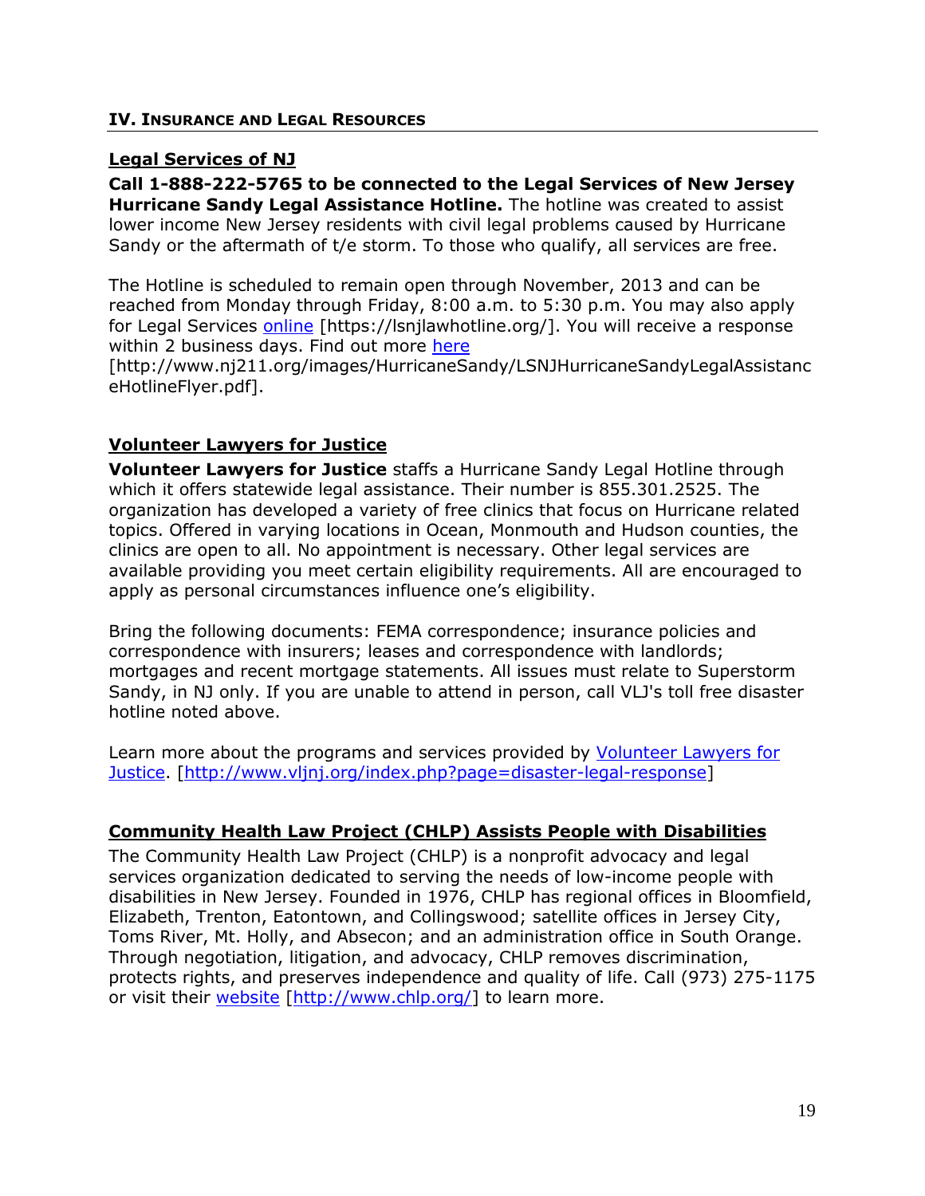## IV. Insurance and Legal Resources

### Legal Services of NJ

**Call 1-888-222-5765 to be connected to the Legal Services of New Jersey Hurricane Sandy Legal Assistance Hotline.** The hotline was created to assist lower income New Jersey residents with civil legal problems caused by Hurricane Sandy or the aftermath of t/e storm. To those who qualify, all services are free.

The Hotline is scheduled to remain open through November, 2013 and can be reached from Monday through Friday, 8:00 a.m. to 5:30 p.m. You may also apply for Legal Services online [https://lsnjlawhotline.org/]. You will receive a response within 2 business days. Find out more here [http://www.nj211.org/images/HurricaneSandy/LSNJHurricaneSandyLegalAssistanceHotlineFlyer.pdf].

### Volunteer Lawyers for Justice

**Volunteer Lawyers for Justice** staffs a Hurricane Sandy Legal Hotline through which it offers statewide legal assistance. Their number is 855.301.2525. The organization has developed a variety of free clinics that focus on Hurricane related topics. Offered in varying locations in Ocean, Monmouth and Hudson counties, the clinics are open to all. No appointment is necessary. Other legal services are available providing you meet certain eligibility requirements. All are encouraged to apply as personal circumstances influence one's eligibility.

Bring the following documents: FEMA correspondence; insurance policies and correspondence with insurers; leases and correspondence with landlords; mortgages and recent mortgage statements. All issues must relate to Superstorm Sandy, in NJ only. If you are unable to attend in person, call VLJ's toll free disaster hotline noted above.

Learn more about the programs and services provided by Volunteer Lawyers for Justice. [http://www.vljnj.org/index.php?page=disaster-legal-response]

### Community Health Law Project (CHLP) Assists People with Disabilities

The Community Health Law Project (CHLP) is a nonprofit advocacy and legal services organization dedicated to serving the needs of low-income people with disabilities in New Jersey. Founded in 1976, CHLP has regional offices in Bloomfield, Elizabeth, Trenton, Eatontown, and Collingswood; satellite offices in Jersey City, Toms River, Mt. Holly, and Absecon; and an administration office in South Orange. Through negotiation, litigation, and advocacy, CHLP removes discrimination, protects rights, and preserves independence and quality of life. Call (973) 275-1175 or visit their website [http://www.chlp.org/] to learn more.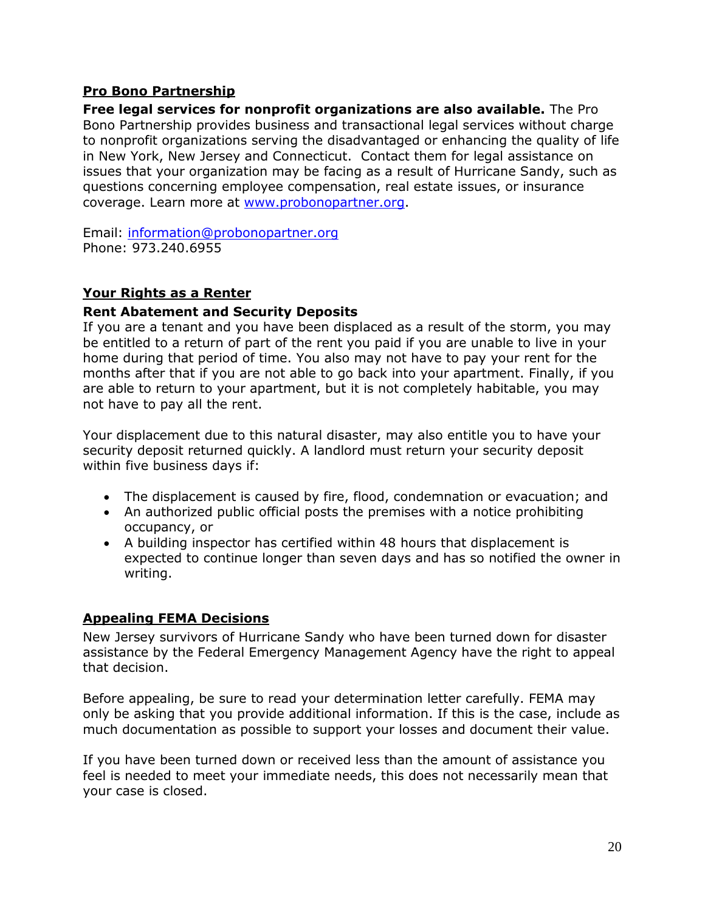## Pro Bono Partnership

**Free legal services for nonprofit organizations are also available.** The Pro Bono Partnership provides business and transactional legal services without charge to nonprofit organizations serving the disadvantaged or enhancing the quality of life in New York, New Jersey and Connecticut. Contact them for legal assistance on issues that your organization may be facing as a result of Hurricane Sandy, such as questions concerning employee compensation, real estate issues, or insurance coverage. Learn more at [www.probonopartner.org](http://www.probonopartner.org).

Email: [information@probonopartner.org](mailto:information@probonopartner.org)
Phone: 973.240.6955

## Your Rights as a Renter

### Rent Abatement and Security Deposits

If you are a tenant and you have been displaced as a result of the storm, you may be entitled to a return of part of the rent you paid if you are unable to live in your home during that period of time. You also may not have to pay your rent for the months after that if you are not able to go back into your apartment. Finally, if you are able to return to your apartment, but it is not completely habitable, you may not have to pay all the rent.

Your displacement due to this natural disaster, may also entitle you to have your security deposit returned quickly. A landlord must return your security deposit within five business days if:

- The displacement is caused by fire, flood, condemnation or evacuation; and
- An authorized public official posts the premises with a notice prohibiting occupancy, or
- A building inspector has certified within 48 hours that displacement is expected to continue longer than seven days and has so notified the owner in writing.

## Appealing FEMA Decisions

New Jersey survivors of Hurricane Sandy who have been turned down for disaster assistance by the Federal Emergency Management Agency have the right to appeal that decision.

Before appealing, be sure to read your determination letter carefully. FEMA may only be asking that you provide additional information. If this is the case, include as much documentation as possible to support your losses and document their value.

If you have been turned down or received less than the amount of assistance you feel is needed to meet your immediate needs, this does not necessarily mean that your case is closed.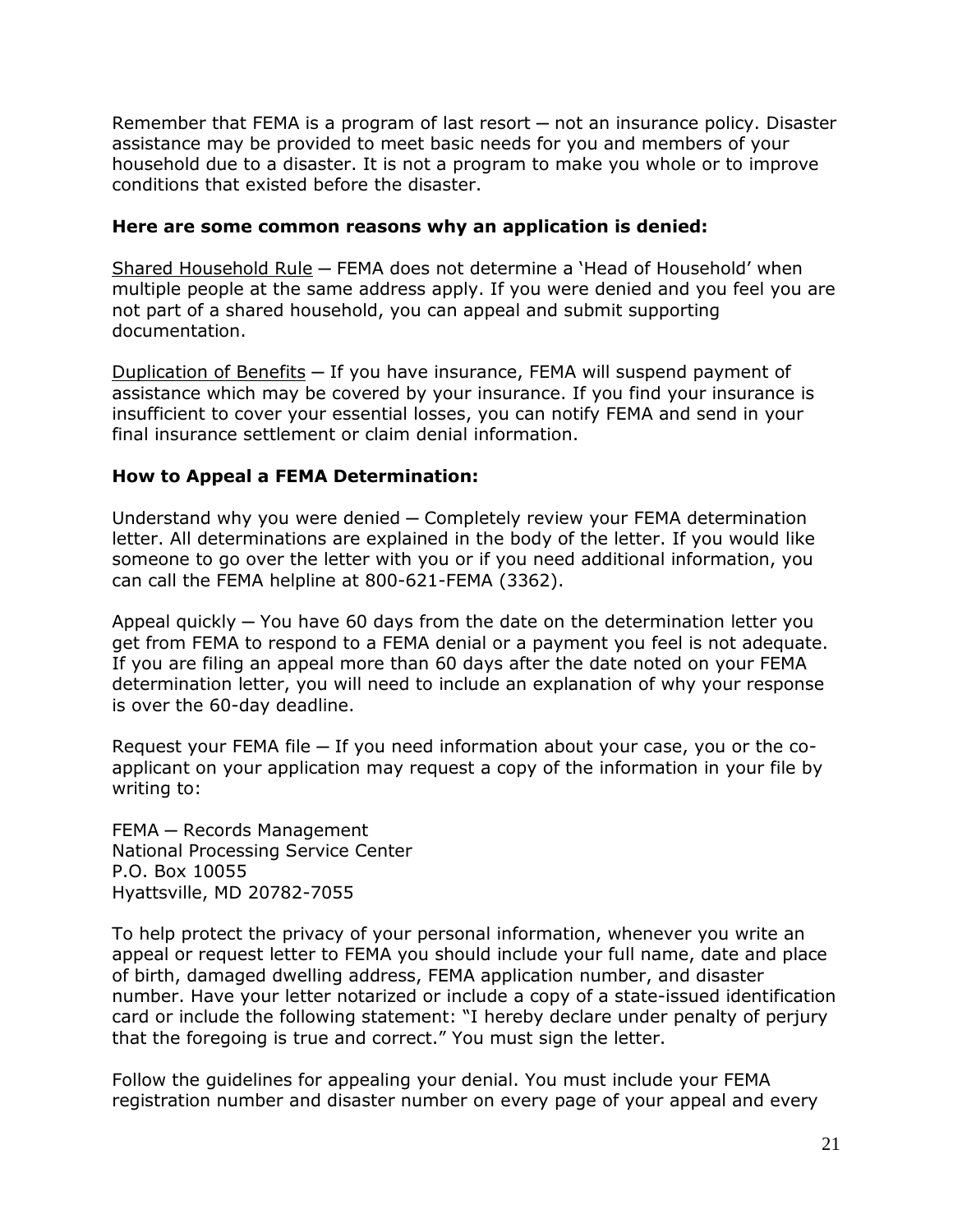Remember that FEMA is a program of last resort ─ not an insurance policy. Disaster assistance may be provided to meet basic needs for you and members of your household due to a disaster. It is not a program to make you whole or to improve conditions that existed before the disaster.

**Here are some common reasons why an application is denied:**

<u>Shared Household Rule</u> ─ FEMA does not determine a 'Head of Household' when multiple people at the same address apply. If you were denied and you feel you are not part of a shared household, you can appeal and submit supporting documentation.

<u>Duplication of Benefits</u> ─ If you have insurance, FEMA will suspend payment of assistance which may be covered by your insurance. If you find your insurance is insufficient to cover your essential losses, you can notify FEMA and send in your final insurance settlement or claim denial information.

**How to Appeal a FEMA Determination:**

Understand why you were denied ─ Completely review your FEMA determination letter. All determinations are explained in the body of the letter. If you would like someone to go over the letter with you or if you need additional information, you can call the FEMA helpline at 800-621-FEMA (3362).

Appeal quickly ─ You have 60 days from the date on the determination letter you get from FEMA to respond to a FEMA denial or a payment you feel is not adequate. If you are filing an appeal more than 60 days after the date noted on your FEMA determination letter, you will need to include an explanation of why your response is over the 60-day deadline.

Request your FEMA file ─ If you need information about your case, you or the co-applicant on your application may request a copy of the information in your file by writing to:

FEMA ─ Records Management
National Processing Service Center
P.O. Box 10055
Hyattsville, MD 20782-7055

To help protect the privacy of your personal information, whenever you write an appeal or request letter to FEMA you should include your full name, date and place of birth, damaged dwelling address, FEMA application number, and disaster number. Have your letter notarized or include a copy of a state-issued identification card or include the following statement: "I hereby declare under penalty of perjury that the foregoing is true and correct." You must sign the letter.

Follow the guidelines for appealing your denial. You must include your FEMA registration number and disaster number on every page of your appeal and every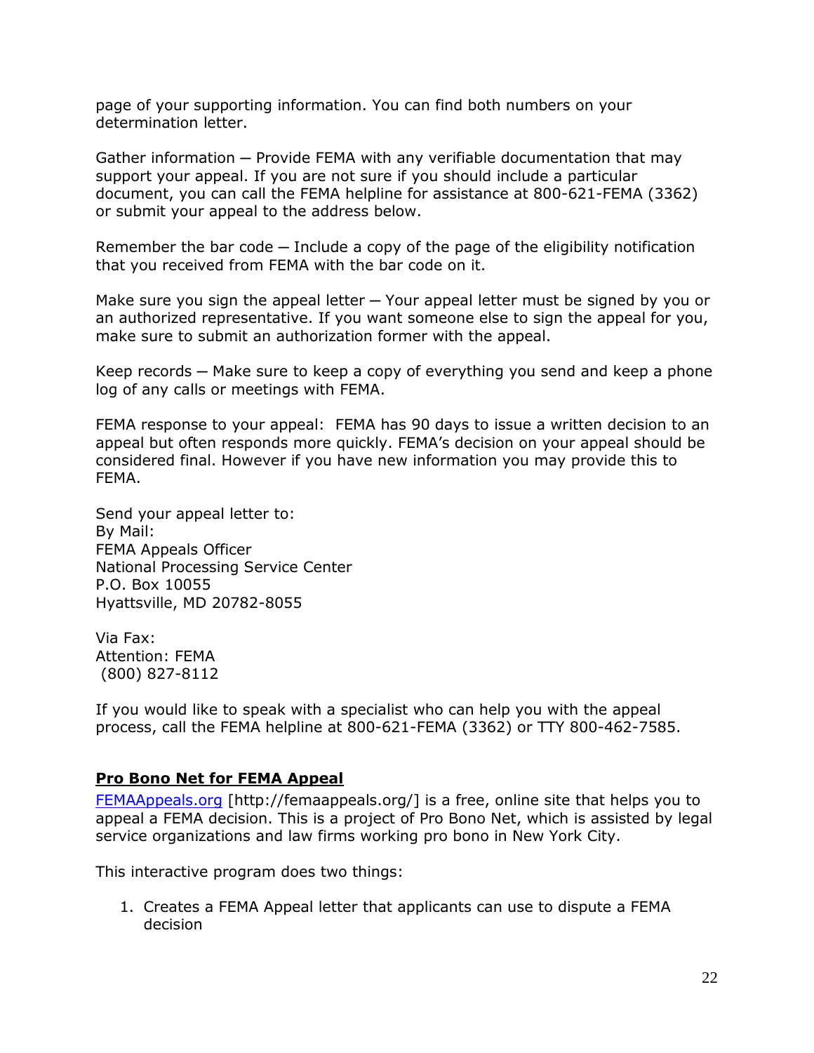page of your supporting information. You can find both numbers on your determination letter.

Gather information ─ Provide FEMA with any verifiable documentation that may support your appeal. If you are not sure if you should include a particular document, you can call the FEMA helpline for assistance at 800-621-FEMA (3362) or submit your appeal to the address below.

Remember the bar code ─ Include a copy of the page of the eligibility notification that you received from FEMA with the bar code on it.

Make sure you sign the appeal letter ─ Your appeal letter must be signed by you or an authorized representative. If you want someone else to sign the appeal for you, make sure to submit an authorization former with the appeal.

Keep records ─ Make sure to keep a copy of everything you send and keep a phone log of any calls or meetings with FEMA.

FEMA response to your appeal: FEMA has 90 days to issue a written decision to an appeal but often responds more quickly. FEMA's decision on your appeal should be considered final. However if you have new information you may provide this to FEMA.

Send your appeal letter to:
By Mail:
FEMA Appeals Officer
National Processing Service Center
P.O. Box 10055
Hyattsville, MD 20782-8055

Via Fax:
Attention: FEMA
(800) 827-8112

If you would like to speak with a specialist who can help you with the appeal process, call the FEMA helpline at 800-621-FEMA (3362) or TTY 800-462-7585.

**Pro Bono Net for FEMA Appeal**

FEMAAppeals.org [http://femaappeals.org/] is a free, online site that helps you to appeal a FEMA decision. This is a project of Pro Bono Net, which is assisted by legal service organizations and law firms working pro bono in New York City.

This interactive program does two things:

1. Creates a FEMA Appeal letter that applicants can use to dispute a FEMA decision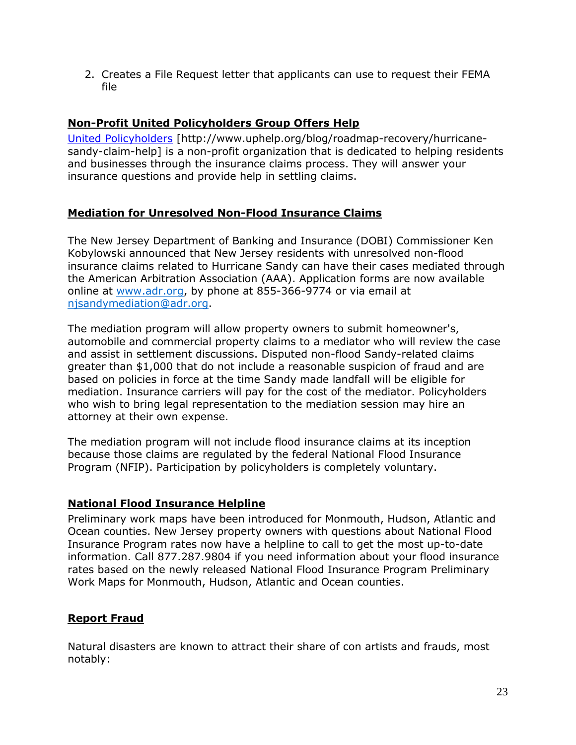2. Creates a File Request letter that applicants can use to request their FEMA file

**Non-Profit United Policyholders Group Offers Help**

[United Policyholders](http://www.uphelp.org/blog/roadmap-recovery/hurricane-sandy-claim-help) [http://www.uphelp.org/blog/roadmap-recovery/hurricane-sandy-claim-help] is a non-profit organization that is dedicated to helping residents and businesses through the insurance claims process. They will answer your insurance questions and provide help in settling claims.

**Mediation for Unresolved Non-Flood Insurance Claims**

The New Jersey Department of Banking and Insurance (DOBI) Commissioner Ken Kobylowski announced that New Jersey residents with unresolved non-flood insurance claims related to Hurricane Sandy can have their cases mediated through the American Arbitration Association (AAA). Application forms are now available online at [www.adr.org](http://www.adr.org), by phone at 855-366-9774 or via email at [njsandymediation@adr.org](mailto:njsandymediation@adr.org).

The mediation program will allow property owners to submit homeowner's, automobile and commercial property claims to a mediator who will review the case and assist in settlement discussions. Disputed non-flood Sandy-related claims greater than $1,000 that do not include a reasonable suspicion of fraud and are based on policies in force at the time Sandy made landfall will be eligible for mediation. Insurance carriers will pay for the cost of the mediator. Policyholders who wish to bring legal representation to the mediation session may hire an attorney at their own expense.

The mediation program will not include flood insurance claims at its inception because those claims are regulated by the federal National Flood Insurance Program (NFIP). Participation by policyholders is completely voluntary.

**National Flood Insurance Helpline**

Preliminary work maps have been introduced for Monmouth, Hudson, Atlantic and Ocean counties. New Jersey property owners with questions about National Flood Insurance Program rates now have a helpline to call to get the most up-to-date information. Call 877.287.9804 if you need information about your flood insurance rates based on the newly released National Flood Insurance Program Preliminary Work Maps for Monmouth, Hudson, Atlantic and Ocean counties.

**Report Fraud**

Natural disasters are known to attract their share of con artists and frauds, most notably: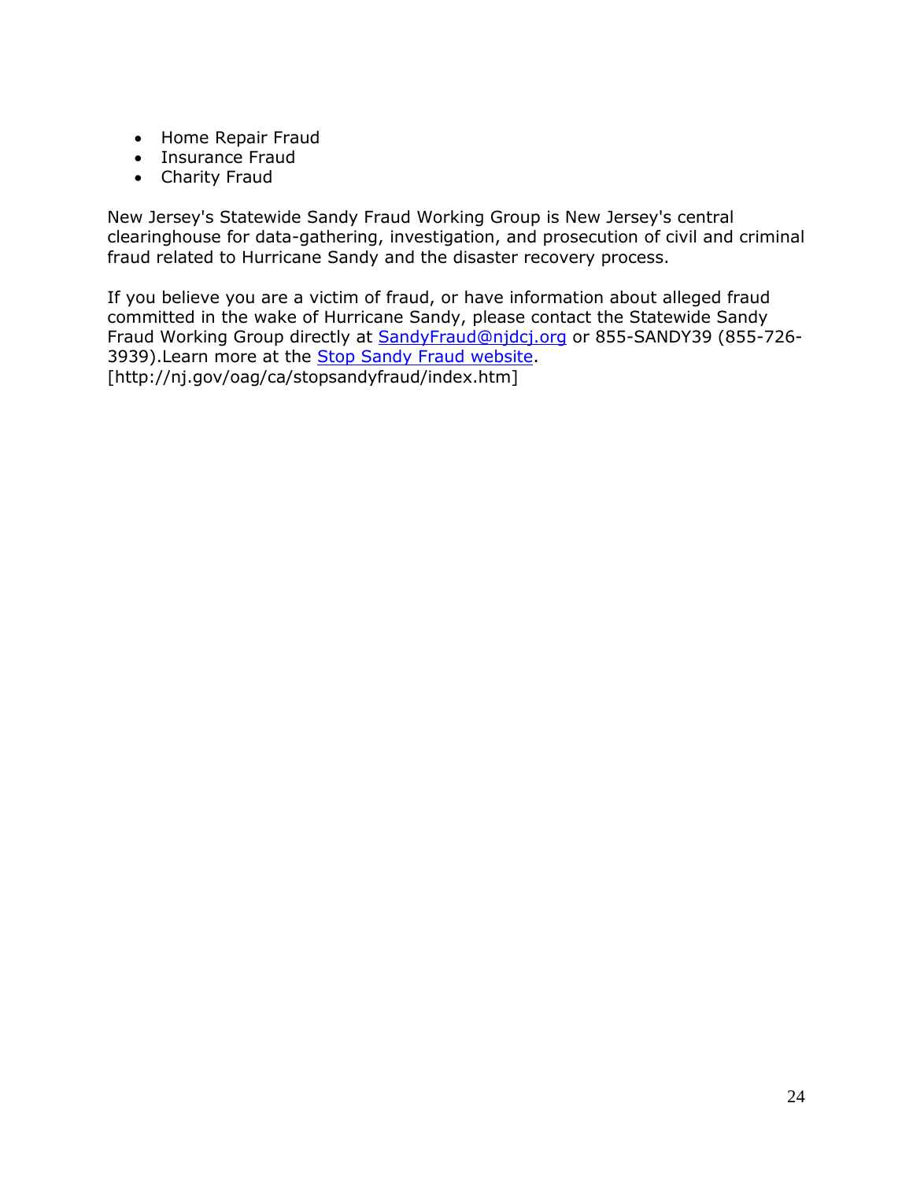- Home Repair Fraud
- Insurance Fraud
- Charity Fraud

New Jersey's Statewide Sandy Fraud Working Group is New Jersey's central clearinghouse for data-gathering, investigation, and prosecution of civil and criminal fraud related to Hurricane Sandy and the disaster recovery process.

If you believe you are a victim of fraud, or have information about alleged fraud committed in the wake of Hurricane Sandy, please contact the Statewide Sandy Fraud Working Group directly at [SandyFraud@njdcj.org](mailto:SandyFraud@njdcj.org) or 855-SANDY39 (855-726-3939).Learn more at the [Stop Sandy Fraud website](http://nj.gov/oag/ca/stopsandyfraud/index.htm). [http://nj.gov/oag/ca/stopsandyfraud/index.htm]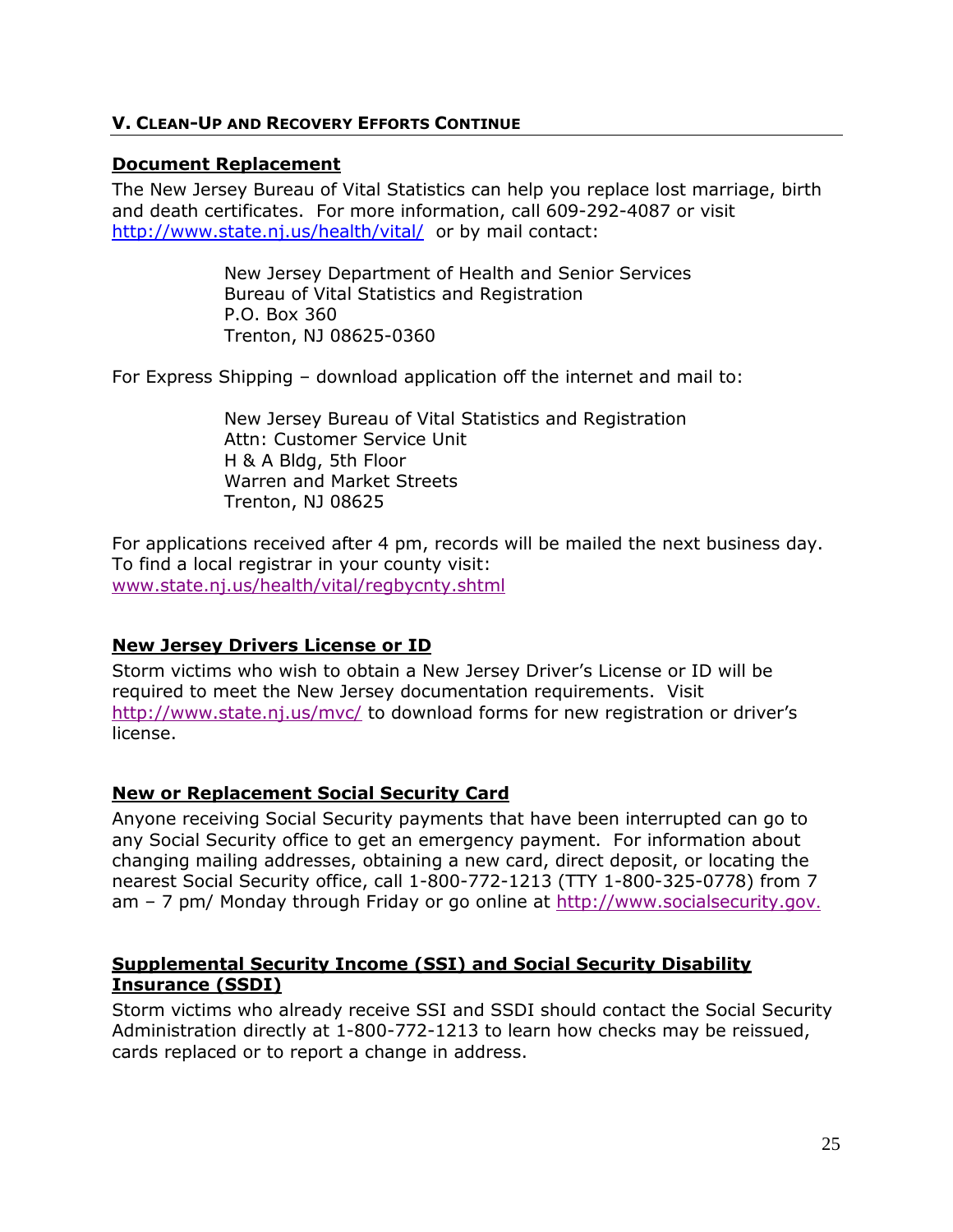## V. Clean-Up and Recovery Efforts Continue

### Document Replacement

The New Jersey Bureau of Vital Statistics can help you replace lost marriage, birth and death certificates. For more information, call 609-292-4087 or visit http://www.state.nj.us/health/vital/ or by mail contact:

New Jersey Department of Health and Senior Services
Bureau of Vital Statistics and Registration
P.O. Box 360
Trenton, NJ 08625-0360

For Express Shipping – download application off the internet and mail to:

New Jersey Bureau of Vital Statistics and Registration
Attn: Customer Service Unit
H & A Bldg, 5th Floor
Warren and Market Streets
Trenton, NJ 08625

For applications received after 4 pm, records will be mailed the next business day. To find a local registrar in your county visit: www.state.nj.us/health/vital/regbycnty.shtml

### New Jersey Drivers License or ID

Storm victims who wish to obtain a New Jersey Driver's License or ID will be required to meet the New Jersey documentation requirements. Visit http://www.state.nj.us/mvc/ to download forms for new registration or driver's license.

### New or Replacement Social Security Card

Anyone receiving Social Security payments that have been interrupted can go to any Social Security office to get an emergency payment. For information about changing mailing addresses, obtaining a new card, direct deposit, or locating the nearest Social Security office, call 1-800-772-1213 (TTY 1-800-325-0778) from 7 am – 7 pm/ Monday through Friday or go online at http://www.socialsecurity.gov.

### Supplemental Security Income (SSI) and Social Security Disability Insurance (SSDI)

Storm victims who already receive SSI and SSDI should contact the Social Security Administration directly at 1-800-772-1213 to learn how checks may be reissued, cards replaced or to report a change in address.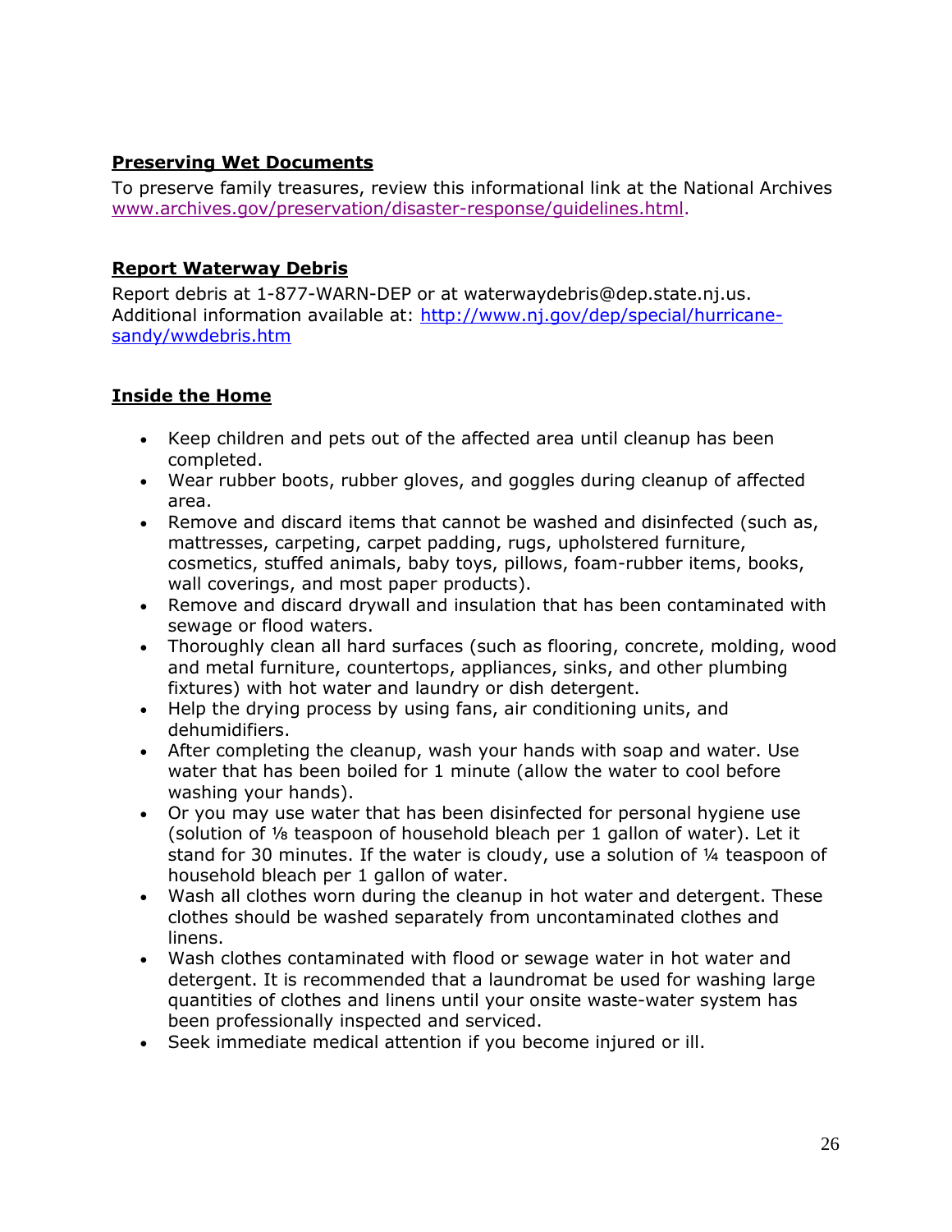## Preserving Wet Documents

To preserve family treasures, review this informational link at the National Archives [www.archives.gov/preservation/disaster-response/guidelines.html](www.archives.gov/preservation/disaster-response/guidelines.html).

## Report Waterway Debris

Report debris at 1-877-WARN-DEP or at waterwaydebris@dep.state.nj.us. Additional information available at: [http://www.nj.gov/dep/special/hurricane-sandy/wwdebris.htm](http://www.nj.gov/dep/special/hurricane-sandy/wwdebris.htm)

## Inside the Home

- Keep children and pets out of the affected area until cleanup has been completed.
- Wear rubber boots, rubber gloves, and goggles during cleanup of affected area.
- Remove and discard items that cannot be washed and disinfected (such as, mattresses, carpeting, carpet padding, rugs, upholstered furniture, cosmetics, stuffed animals, baby toys, pillows, foam-rubber items, books, wall coverings, and most paper products).
- Remove and discard drywall and insulation that has been contaminated with sewage or flood waters.
- Thoroughly clean all hard surfaces (such as flooring, concrete, molding, wood and metal furniture, countertops, appliances, sinks, and other plumbing fixtures) with hot water and laundry or dish detergent.
- Help the drying process by using fans, air conditioning units, and dehumidifiers.
- After completing the cleanup, wash your hands with soap and water. Use water that has been boiled for 1 minute (allow the water to cool before washing your hands).
- Or you may use water that has been disinfected for personal hygiene use (solution of ⅛ teaspoon of household bleach per 1 gallon of water). Let it stand for 30 minutes. If the water is cloudy, use a solution of ¼ teaspoon of household bleach per 1 gallon of water.
- Wash all clothes worn during the cleanup in hot water and detergent. These clothes should be washed separately from uncontaminated clothes and linens.
- Wash clothes contaminated with flood or sewage water in hot water and detergent. It is recommended that a laundromat be used for washing large quantities of clothes and linens until your onsite waste-water system has been professionally inspected and serviced.
- Seek immediate medical attention if you become injured or ill.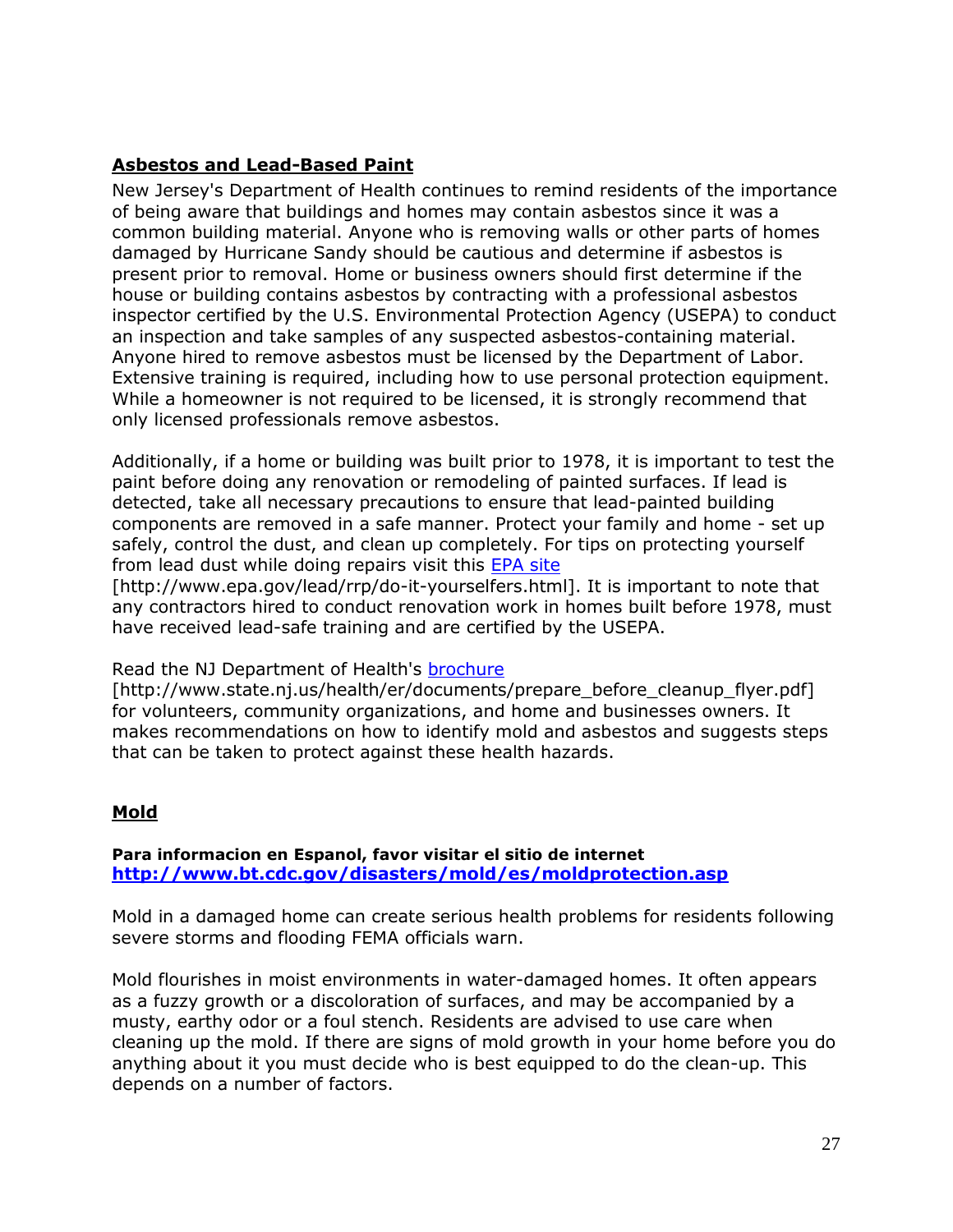## Asbestos and Lead-Based Paint

New Jersey's Department of Health continues to remind residents of the importance of being aware that buildings and homes may contain asbestos since it was a common building material. Anyone who is removing walls or other parts of homes damaged by Hurricane Sandy should be cautious and determine if asbestos is present prior to removal. Home or business owners should first determine if the house or building contains asbestos by contracting with a professional asbestos inspector certified by the U.S. Environmental Protection Agency (USEPA) to conduct an inspection and take samples of any suspected asbestos-containing material. Anyone hired to remove asbestos must be licensed by the Department of Labor. Extensive training is required, including how to use personal protection equipment. While a homeowner is not required to be licensed, it is strongly recommend that only licensed professionals remove asbestos.

Additionally, if a home or building was built prior to 1978, it is important to test the paint before doing any renovation or remodeling of painted surfaces. If lead is detected, take all necessary precautions to ensure that lead-painted building components are removed in a safe manner. Protect your family and home - set up safely, control the dust, and clean up completely. For tips on protecting yourself from lead dust while doing repairs visit this EPA site [http://www.epa.gov/lead/rrp/do-it-yourselfers.html]. It is important to note that any contractors hired to conduct renovation work in homes built before 1978, must have received lead-safe training and are certified by the USEPA.

Read the NJ Department of Health's brochure [http://www.state.nj.us/health/er/documents/prepare_before_cleanup_flyer.pdf] for volunteers, community organizations, and home and businesses owners. It makes recommendations on how to identify mold and asbestos and suggests steps that can be taken to protect against these health hazards.

## Mold

**Para informacion en Espanol, favor visitar el sitio de internet**
**http://www.bt.cdc.gov/disasters/mold/es/moldprotection.asp**

Mold in a damaged home can create serious health problems for residents following severe storms and flooding FEMA officials warn.

Mold flourishes in moist environments in water-damaged homes. It often appears as a fuzzy growth or a discoloration of surfaces, and may be accompanied by a musty, earthy odor or a foul stench. Residents are advised to use care when cleaning up the mold. If there are signs of mold growth in your home before you do anything about it you must decide who is best equipped to do the clean-up. This depends on a number of factors.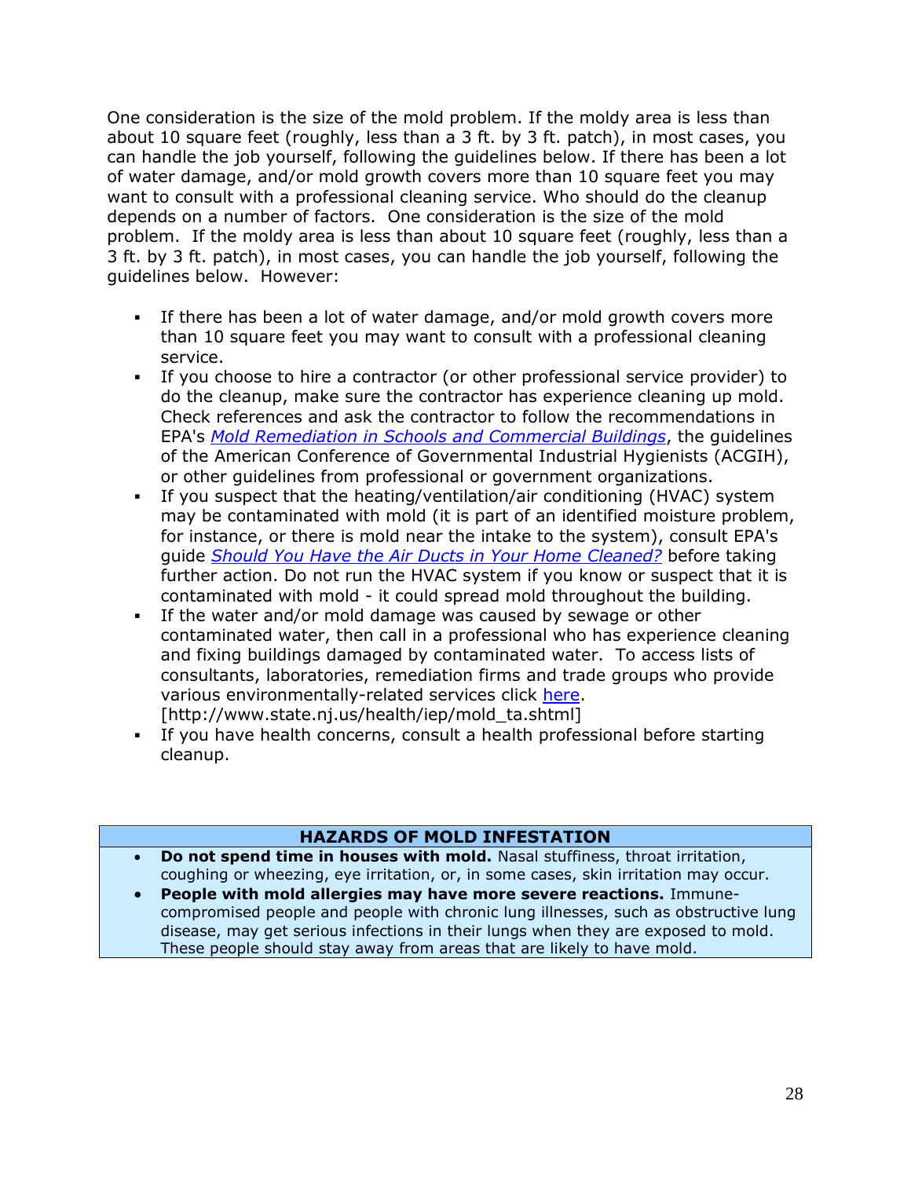One consideration is the size of the mold problem. If the moldy area is less than about 10 square feet (roughly, less than a 3 ft. by 3 ft. patch), in most cases, you can handle the job yourself, following the guidelines below. If there has been a lot of water damage, and/or mold growth covers more than 10 square feet you may want to consult with a professional cleaning service. Who should do the cleanup depends on a number of factors. One consideration is the size of the mold problem. If the moldy area is less than about 10 square feet (roughly, less than a 3 ft. by 3 ft. patch), in most cases, you can handle the job yourself, following the guidelines below. However:

- If there has been a lot of water damage, and/or mold growth covers more than 10 square feet you may want to consult with a professional cleaning service.
- If you choose to hire a contractor (or other professional service provider) to do the cleanup, make sure the contractor has experience cleaning up mold. Check references and ask the contractor to follow the recommendations in EPA's *Mold Remediation in Schools and Commercial Buildings*, the guidelines of the American Conference of Governmental Industrial Hygienists (ACGIH), or other guidelines from professional or government organizations.
- If you suspect that the heating/ventilation/air conditioning (HVAC) system may be contaminated with mold (it is part of an identified moisture problem, for instance, or there is mold near the intake to the system), consult EPA's guide *Should You Have the Air Ducts in Your Home Cleaned?* before taking further action. Do not run the HVAC system if you know or suspect that it is contaminated with mold - it could spread mold throughout the building.
- If the water and/or mold damage was caused by sewage or other contaminated water, then call in a professional who has experience cleaning and fixing buildings damaged by contaminated water. To access lists of consultants, laboratories, remediation firms and trade groups who provide various environmentally-related services click here. [http://www.state.nj.us/health/iep/mold_ta.shtml]
- If you have health concerns, consult a health professional before starting cleanup.

| **HAZARDS OF MOLD INFESTATION** |
| --- |
| • **Do not spend time in houses with mold.** Nasal stuffiness, throat irritation, coughing or wheezing, eye irritation, or, in some cases, skin irritation may occur.<br>• **People with mold allergies may have more severe reactions.** Immune-compromised people and people with chronic lung illnesses, such as obstructive lung disease, may get serious infections in their lungs when they are exposed to mold. These people should stay away from areas that are likely to have mold. |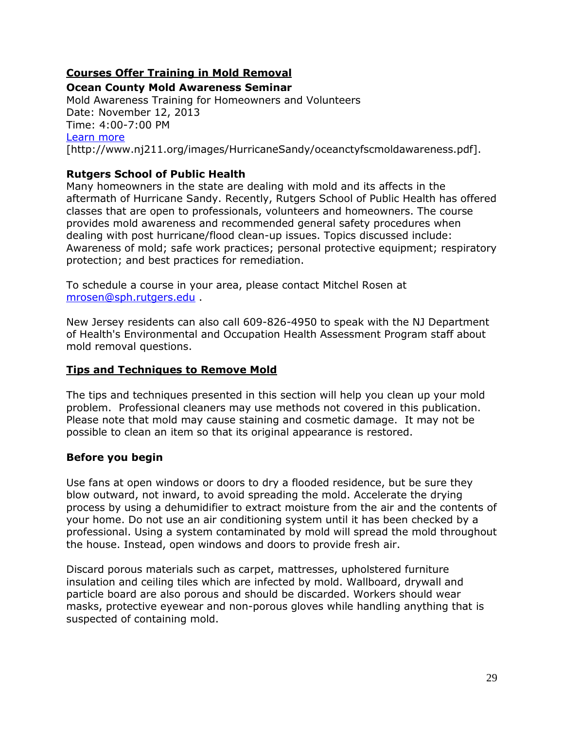## Courses Offer Training in Mold Removal

### Ocean County Mold Awareness Seminar

Mold Awareness Training for Homeowners and Volunteers
Date: November 12, 2013
Time: 4:00-7:00 PM
[Learn more](http://www.nj211.org/images/HurricaneSandy/oceanctyfscmoldawareness.pdf)
[http://www.nj211.org/images/HurricaneSandy/oceanctyfscmoldawareness.pdf].

### Rutgers School of Public Health

Many homeowners in the state are dealing with mold and its affects in the aftermath of Hurricane Sandy. Recently, Rutgers School of Public Health has offered classes that are open to professionals, volunteers and homeowners. The course provides mold awareness and recommended general safety procedures when dealing with post hurricane/flood clean-up issues. Topics discussed include: Awareness of mold; safe work practices; personal protective equipment; respiratory protection; and best practices for remediation.

To schedule a course in your area, please contact Mitchel Rosen at [mrosen@sph.rutgers.edu](mailto:mrosen@sph.rutgers.edu) .

New Jersey residents can also call 609-826-4950 to speak with the NJ Department of Health's Environmental and Occupation Health Assessment Program staff about mold removal questions.

## Tips and Techniques to Remove Mold

The tips and techniques presented in this section will help you clean up your mold problem. Professional cleaners may use methods not covered in this publication. Please note that mold may cause staining and cosmetic damage. It may not be possible to clean an item so that its original appearance is restored.

### Before you begin

Use fans at open windows or doors to dry a flooded residence, but be sure they blow outward, not inward, to avoid spreading the mold. Accelerate the drying process by using a dehumidifier to extract moisture from the air and the contents of your home. Do not use an air conditioning system until it has been checked by a professional. Using a system contaminated by mold will spread the mold throughout the house. Instead, open windows and doors to provide fresh air.

Discard porous materials such as carpet, mattresses, upholstered furniture insulation and ceiling tiles which are infected by mold. Wallboard, drywall and particle board are also porous and should be discarded. Workers should wear masks, protective eyewear and non-porous gloves while handling anything that is suspected of containing mold.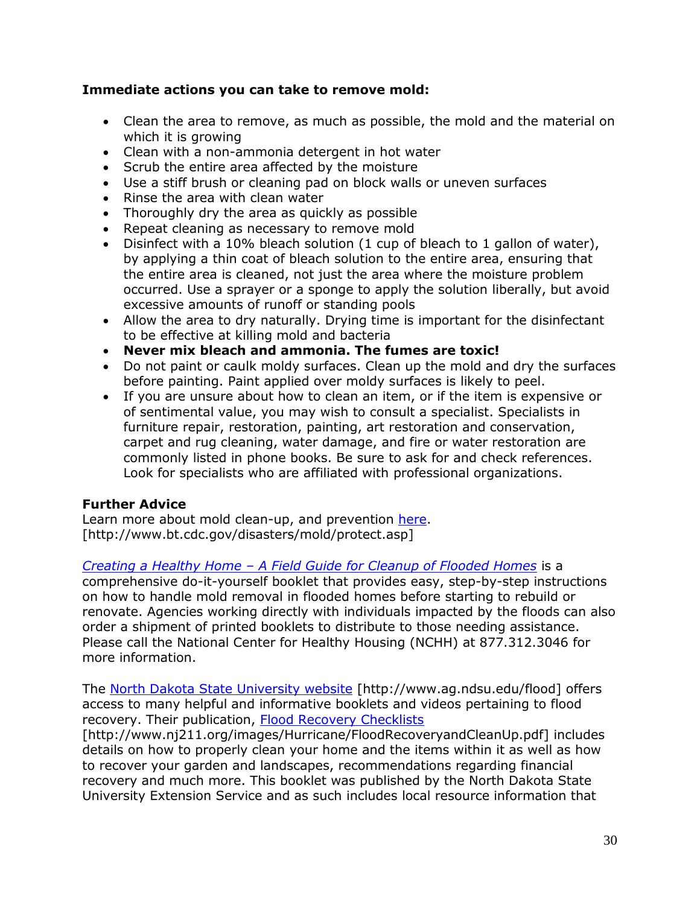**Immediate actions you can take to remove mold:**

- Clean the area to remove, as much as possible, the mold and the material on which it is growing
- Clean with a non-ammonia detergent in hot water
- Scrub the entire area affected by the moisture
- Use a stiff brush or cleaning pad on block walls or uneven surfaces
- Rinse the area with clean water
- Thoroughly dry the area as quickly as possible
- Repeat cleaning as necessary to remove mold
- Disinfect with a 10% bleach solution (1 cup of bleach to 1 gallon of water), by applying a thin coat of bleach solution to the entire area, ensuring that the entire area is cleaned, not just the area where the moisture problem occurred. Use a sprayer or a sponge to apply the solution liberally, but avoid excessive amounts of runoff or standing pools
- Allow the area to dry naturally. Drying time is important for the disinfectant to be effective at killing mold and bacteria
- **Never mix bleach and ammonia. The fumes are toxic!**
- Do not paint or caulk moldy surfaces. Clean up the mold and dry the surfaces before painting. Paint applied over moldy surfaces is likely to peel.
- If you are unsure about how to clean an item, or if the item is expensive or of sentimental value, you may wish to consult a specialist. Specialists in furniture repair, restoration, painting, art restoration and conservation, carpet and rug cleaning, water damage, and fire or water restoration are commonly listed in phone books. Be sure to ask for and check references. Look for specialists who are affiliated with professional organizations.

**Further Advice**

Learn more about mold clean-up, and prevention here. [http://www.bt.cdc.gov/disasters/mold/protect.asp]

*Creating a Healthy Home – A Field Guide for Cleanup of Flooded Homes* is a comprehensive do-it-yourself booklet that provides easy, step-by-step instructions on how to handle mold removal in flooded homes before starting to rebuild or renovate. Agencies working directly with individuals impacted by the floods can also order a shipment of printed booklets to distribute to those needing assistance. Please call the National Center for Healthy Housing (NCHH) at 877.312.3046 for more information.

The North Dakota State University website [http://www.ag.ndsu.edu/flood] offers access to many helpful and informative booklets and videos pertaining to flood recovery. Their publication, Flood Recovery Checklists [http://www.nj211.org/images/Hurricane/FloodRecoveryandCleanUp.pdf] includes details on how to properly clean your home and the items within it as well as how to recover your garden and landscapes, recommendations regarding financial recovery and much more. This booklet was published by the North Dakota State University Extension Service and as such includes local resource information that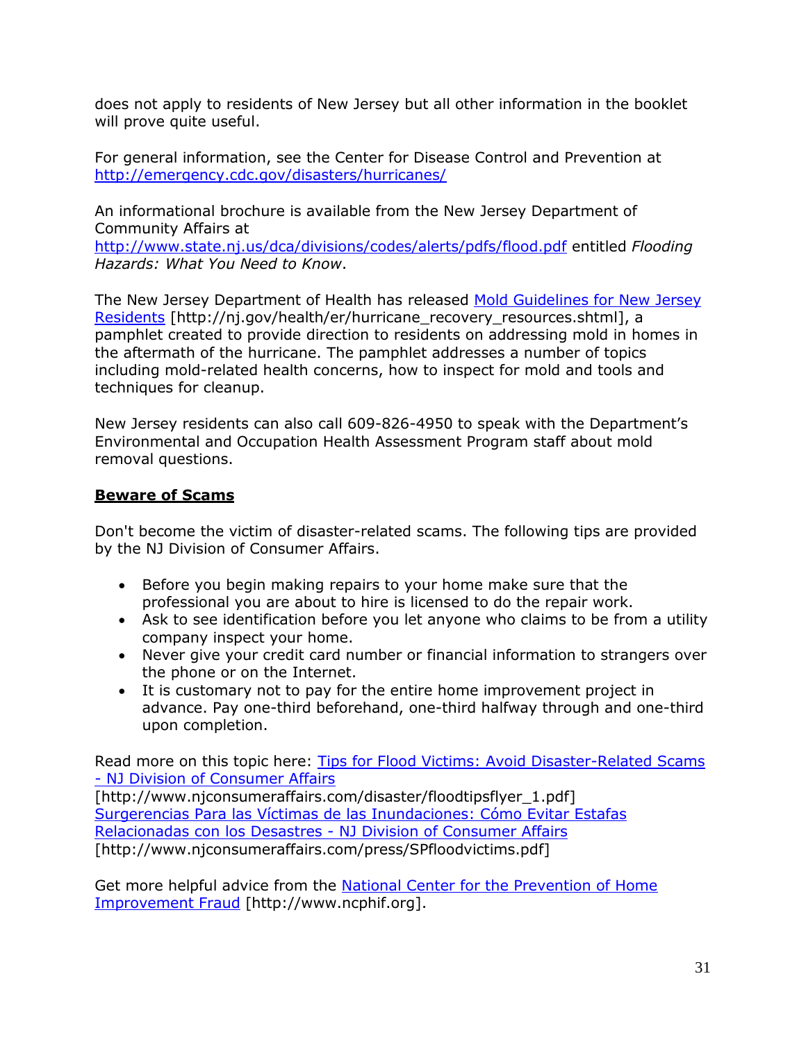does not apply to residents of New Jersey but all other information in the booklet will prove quite useful.

For general information, see the Center for Disease Control and Prevention at [http://emergency.cdc.gov/disasters/hurricanes/](http://emergency.cdc.gov/disasters/hurricanes/)

An informational brochure is available from the New Jersey Department of Community Affairs at [http://www.state.nj.us/dca/divisions/codes/alerts/pdfs/flood.pdf](http://www.state.nj.us/dca/divisions/codes/alerts/pdfs/flood.pdf) entitled *Flooding Hazards: What You Need to Know*.

The New Jersey Department of Health has released Mold Guidelines for New Jersey Residents [http://nj.gov/health/er/hurricane_recovery_resources.shtml], a pamphlet created to provide direction to residents on addressing mold in homes in the aftermath of the hurricane. The pamphlet addresses a number of topics including mold-related health concerns, how to inspect for mold and tools and techniques for cleanup.

New Jersey residents can also call 609-826-4950 to speak with the Department's Environmental and Occupation Health Assessment Program staff about mold removal questions.

## Beware of Scams

Don't become the victim of disaster-related scams. The following tips are provided by the NJ Division of Consumer Affairs.

- Before you begin making repairs to your home make sure that the professional you are about to hire is licensed to do the repair work.
- Ask to see identification before you let anyone who claims to be from a utility company inspect your home.
- Never give your credit card number or financial information to strangers over the phone or on the Internet.
- It is customary not to pay for the entire home improvement project in advance. Pay one-third beforehand, one-third halfway through and one-third upon completion.

Read more on this topic here: Tips for Flood Victims: Avoid Disaster-Related Scams - NJ Division of Consumer Affairs
[http://www.njconsumeraffairs.com/disaster/floodtipsflyer_1.pdf]
Surgerencias Para las Víctimas de las Inundaciones: Cómo Evitar Estafas Relacionadas con los Desastres - NJ Division of Consumer Affairs
[http://www.njconsumeraffairs.com/press/SPfloodvictims.pdf]

Get more helpful advice from the National Center for the Prevention of Home Improvement Fraud [http://www.ncphif.org].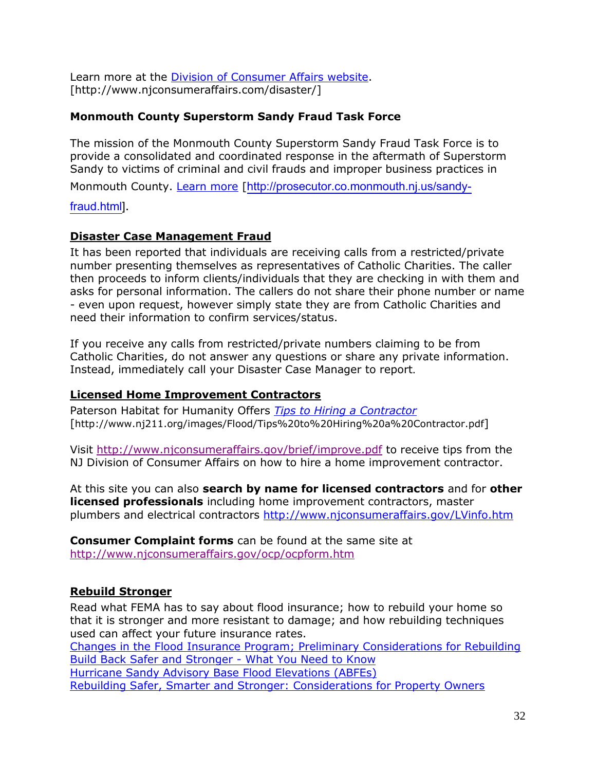Learn more at the [Division of Consumer Affairs website](http://www.njconsumeraffairs.com/disaster/).
[http://www.njconsumeraffairs.com/disaster/]

**Monmouth County Superstorm Sandy Fraud Task Force**

The mission of the Monmouth County Superstorm Sandy Fraud Task Force is to provide a consolidated and coordinated response in the aftermath of Superstorm Sandy to victims of criminal and civil frauds and improper business practices in Monmouth County. [Learn more](http://prosecutor.co.monmouth.nj.us/sandy-fraud.html) [http://prosecutor.co.monmouth.nj.us/sandy-fraud.html].

**Disaster Case Management Fraud**

It has been reported that individuals are receiving calls from a restricted/private number presenting themselves as representatives of Catholic Charities. The caller then proceeds to inform clients/individuals that they are checking in with them and asks for personal information. The callers do not share their phone number or name - even upon request, however simply state they are from Catholic Charities and need their information to confirm services/status.

If you receive any calls from restricted/private numbers claiming to be from Catholic Charities, do not answer any questions or share any private information. Instead, immediately call your Disaster Case Manager to report.

**Licensed Home Improvement Contractors**

Paterson Habitat for Humanity Offers *[Tips to Hiring a Contractor](http://www.nj211.org/images/Flood/Tips%20to%20Hiring%20a%20Contractor.pdf)*
[http://www.nj211.org/images/Flood/Tips%20to%20Hiring%20a%20Contractor.pdf]

Visit http://www.njconsumeraffairs.gov/brief/improve.pdf to receive tips from the NJ Division of Consumer Affairs on how to hire a home improvement contractor.

At this site you can also **search by name for licensed contractors** and for **other licensed professionals** including home improvement contractors, master plumbers and electrical contractors http://www.njconsumeraffairs.gov/LVinfo.htm

**Consumer Complaint forms** can be found at the same site at http://www.njconsumeraffairs.gov/ocp/ocpform.htm

**Rebuild Stronger**

Read what FEMA has to say about flood insurance; how to rebuild your home so that it is stronger and more resistant to damage; and how rebuilding techniques used can affect your future insurance rates.
Changes in the Flood Insurance Program; Preliminary Considerations for Rebuilding
Build Back Safer and Stronger - What You Need to Know
Hurricane Sandy Advisory Base Flood Elevations (ABFEs)
Rebuilding Safer, Smarter and Stronger: Considerations for Property Owners